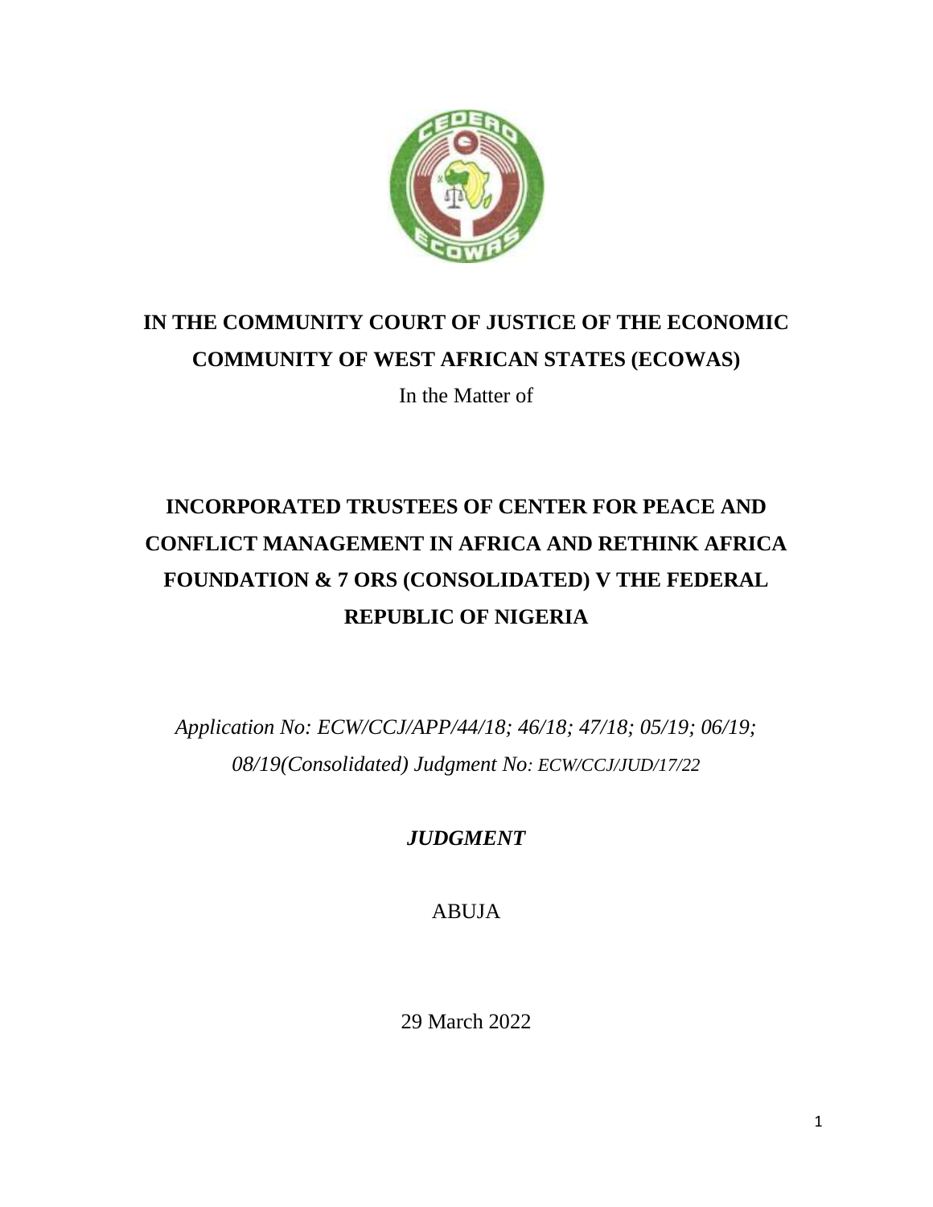**IN THE COMMUNITY COURT OF JUSTICE OF THE ECONOMIC COMMUNITY OF WEST AFRICAN STATES (ECOWAS)**

In the Matter of

**INCORPORATED TRUSTEES OF CENTER FOR PEACE AND CONFLICT MANAGEMENT IN AFRICA AND RETHINK AFRICA FOUNDATION & 7 ORS (CONSOLIDATED) V THE FEDERAL REPUBLIC OF NIGERIA**

*Application No: ECW/CCJ/APP/44/18; 46/18; 47/18; 05/19; 06/19; 08/19(Consolidated) Judgment No: ECW/CCJ/JUD/17/22*

***JUDGMENT***

ABUJA

29 March 2022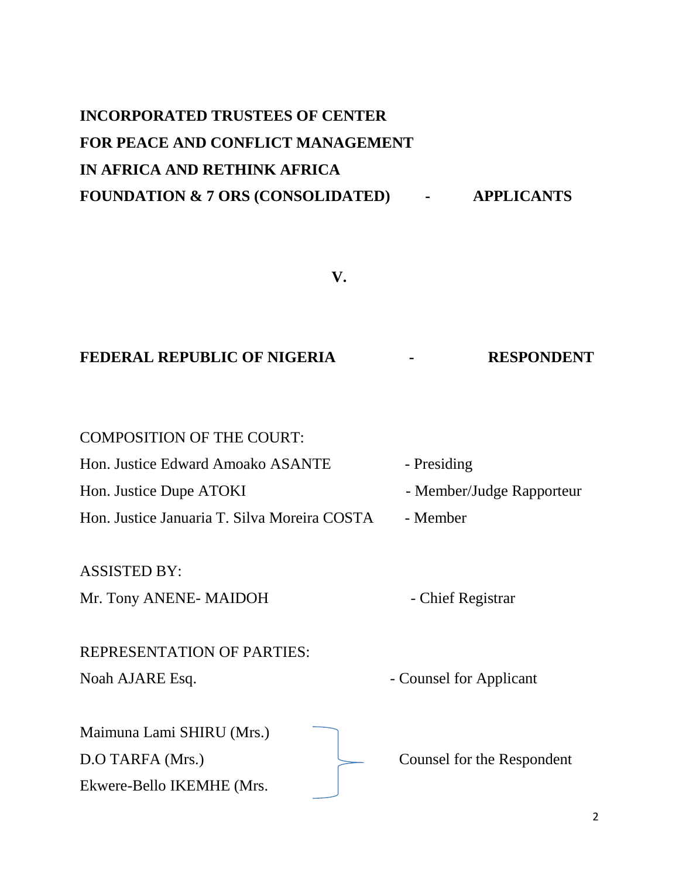**INCORPORATED TRUSTEES OF CENTER FOR PEACE AND CONFLICT MANAGEMENT IN AFRICA AND RETHINK AFRICA FOUNDATION & 7 ORS (CONSOLIDATED) - APPLICANTS**

**V.**

**FEDERAL REPUBLIC OF NIGERIA - RESPONDENT**

COMPOSITION OF THE COURT:

Hon. Justice Edward Amoako ASANTE - Presiding

Hon. Justice Dupe ATOKI - Member/Judge Rapporteur

Hon. Justice Januaria T. Silva Moreira COSTA - Member

ASSISTED BY:

Mr. Tony ANENE- MAIDOH - Chief Registrar

REPRESENTATION OF PARTIES:

Noah AJARE Esq. - Counsel for Applicant

Maimuna Lami SHIRU (Mrs.)
D.O TARFA (Mrs.)
Ekwere-Bello IKEMHE (Mrs. - Counsel for the Respondent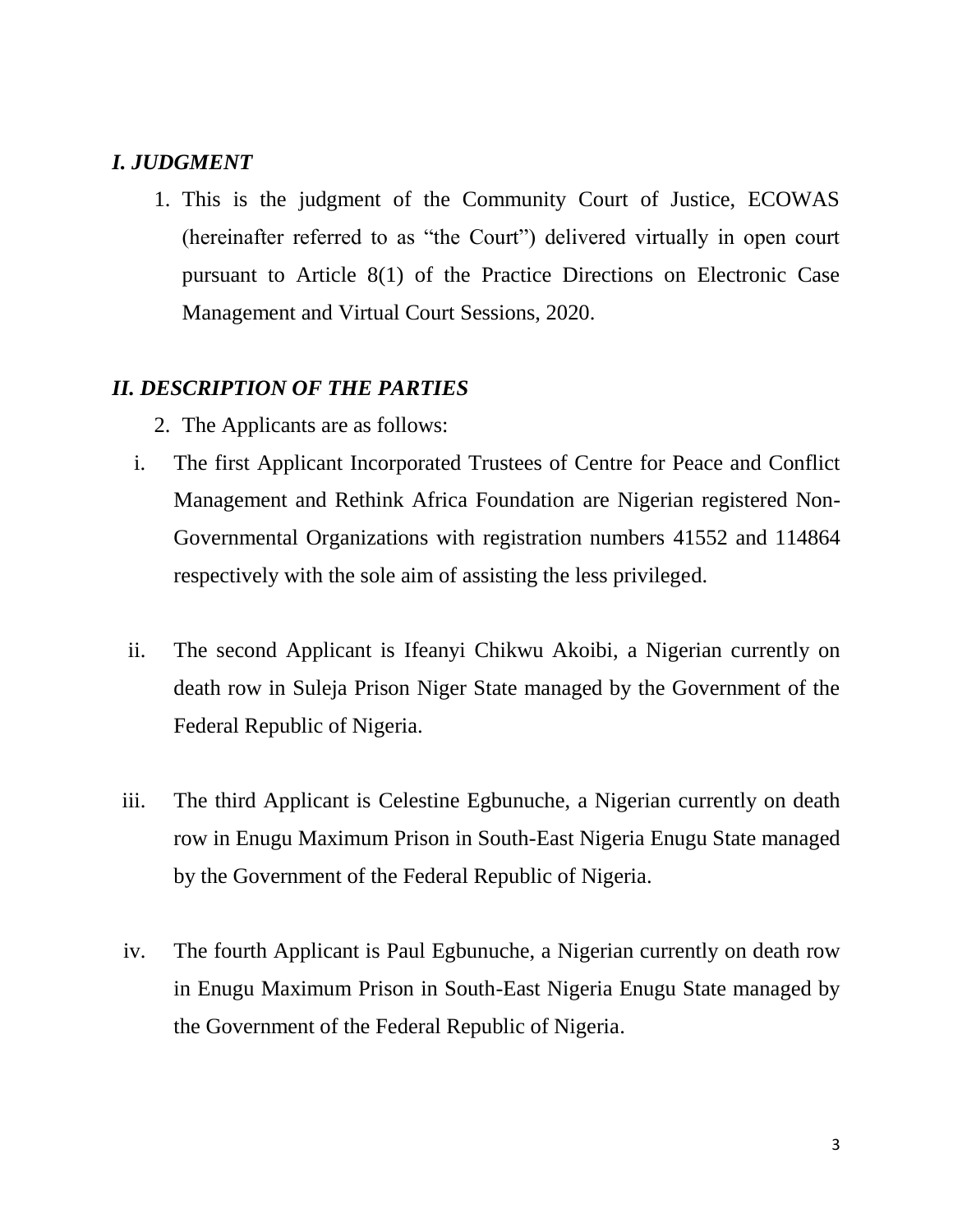## *I. JUDGMENT*

1. This is the judgment of the Community Court of Justice, ECOWAS (hereinafter referred to as "the Court") delivered virtually in open court pursuant to Article 8(1) of the Practice Directions on Electronic Case Management and Virtual Court Sessions, 2020.

## *II. DESCRIPTION OF THE PARTIES*

2. The Applicants are as follows:

i. The first Applicant Incorporated Trustees of Centre for Peace and Conflict Management and Rethink Africa Foundation are Nigerian registered Non-Governmental Organizations with registration numbers 41552 and 114864 respectively with the sole aim of assisting the less privileged.

ii. The second Applicant is Ifeanyi Chikwu Akoibi, a Nigerian currently on death row in Suleja Prison Niger State managed by the Government of the Federal Republic of Nigeria.

iii. The third Applicant is Celestine Egbunuche, a Nigerian currently on death row in Enugu Maximum Prison in South-East Nigeria Enugu State managed by the Government of the Federal Republic of Nigeria.

iv. The fourth Applicant is Paul Egbunuche, a Nigerian currently on death row in Enugu Maximum Prison in South-East Nigeria Enugu State managed by the Government of the Federal Republic of Nigeria.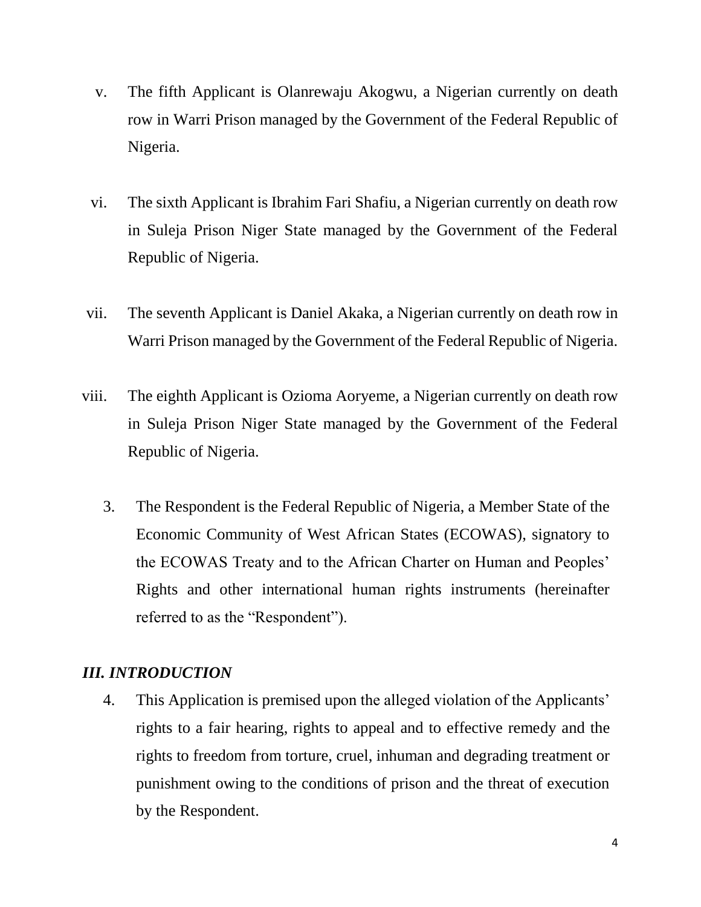v. The fifth Applicant is Olanrewaju Akogwu, a Nigerian currently on death row in Warri Prison managed by the Government of the Federal Republic of Nigeria.

vi. The sixth Applicant is Ibrahim Fari Shafiu, a Nigerian currently on death row in Suleja Prison Niger State managed by the Government of the Federal Republic of Nigeria.

vii. The seventh Applicant is Daniel Akaka, a Nigerian currently on death row in Warri Prison managed by the Government of the Federal Republic of Nigeria.

viii. The eighth Applicant is Ozioma Aoryeme, a Nigerian currently on death row in Suleja Prison Niger State managed by the Government of the Federal Republic of Nigeria.

3. The Respondent is the Federal Republic of Nigeria, a Member State of the Economic Community of West African States (ECOWAS), signatory to the ECOWAS Treaty and to the African Charter on Human and Peoples' Rights and other international human rights instruments (hereinafter referred to as the "Respondent").

## *III. INTRODUCTION*

4. This Application is premised upon the alleged violation of the Applicants' rights to a fair hearing, rights to appeal and to effective remedy and the rights to freedom from torture, cruel, inhuman and degrading treatment or punishment owing to the conditions of prison and the threat of execution by the Respondent.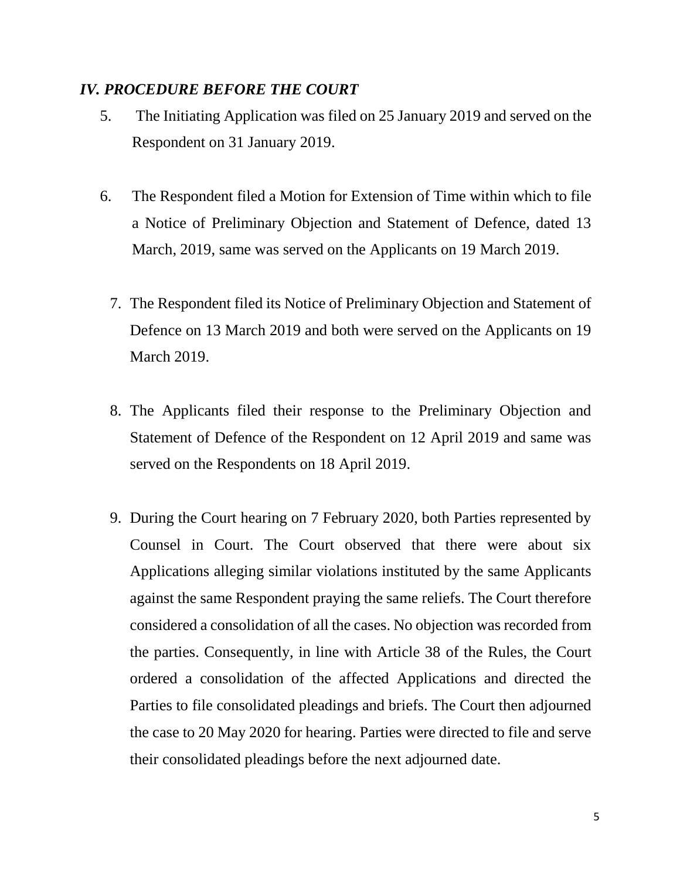## *IV. PROCEDURE BEFORE THE COURT*

5. The Initiating Application was filed on 25 January 2019 and served on the Respondent on 31 January 2019.

6. The Respondent filed a Motion for Extension of Time within which to file a Notice of Preliminary Objection and Statement of Defence, dated 13 March, 2019, same was served on the Applicants on 19 March 2019.

7. The Respondent filed its Notice of Preliminary Objection and Statement of Defence on 13 March 2019 and both were served on the Applicants on 19 March 2019.

8. The Applicants filed their response to the Preliminary Objection and Statement of Defence of the Respondent on 12 April 2019 and same was served on the Respondents on 18 April 2019.

9. During the Court hearing on 7 February 2020, both Parties represented by Counsel in Court. The Court observed that there were about six Applications alleging similar violations instituted by the same Applicants against the same Respondent praying the same reliefs. The Court therefore considered a consolidation of all the cases. No objection was recorded from the parties. Consequently, in line with Article 38 of the Rules, the Court ordered a consolidation of the affected Applications and directed the Parties to file consolidated pleadings and briefs. The Court then adjourned the case to 20 May 2020 for hearing. Parties were directed to file and serve their consolidated pleadings before the next adjourned date.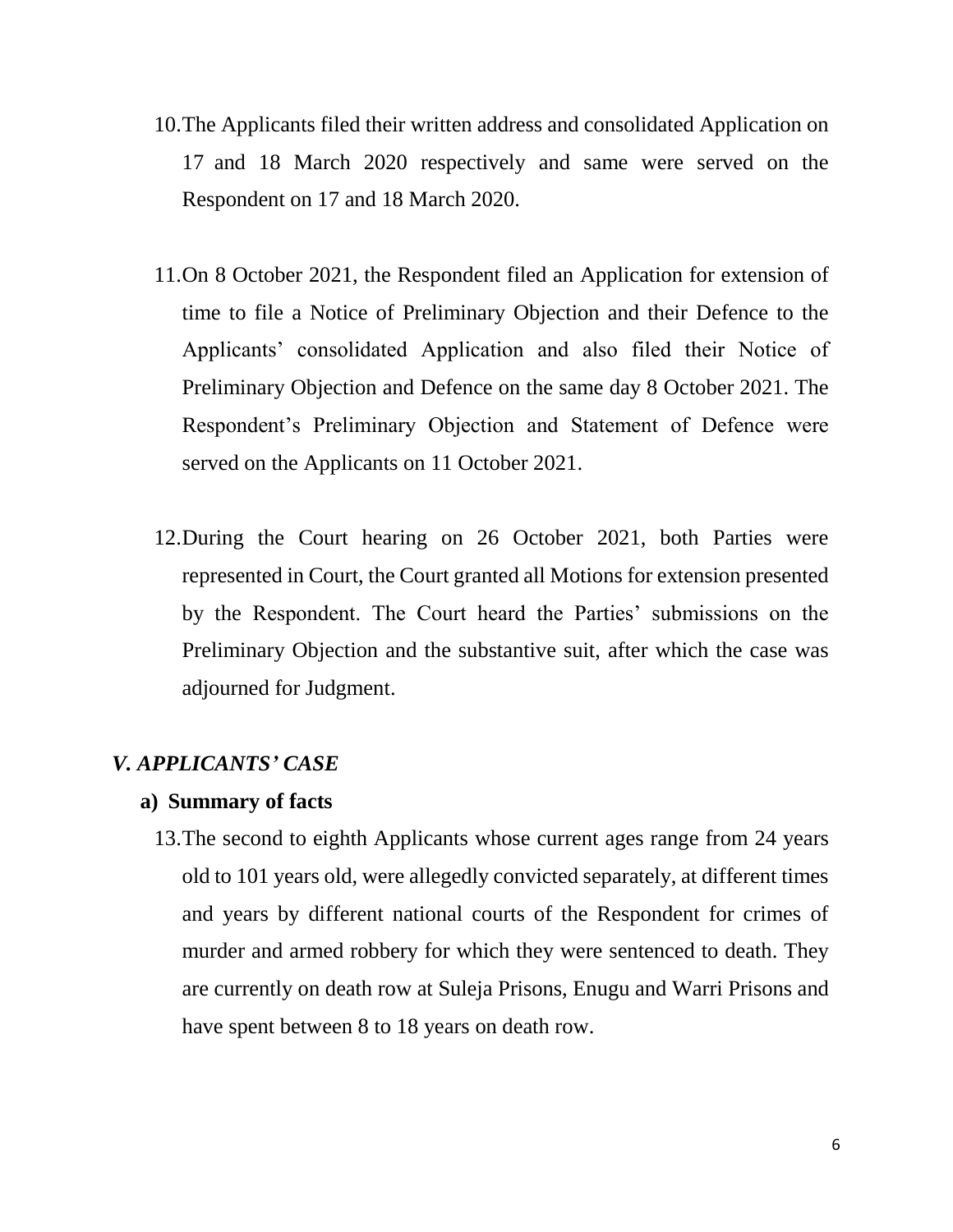10. The Applicants filed their written address and consolidated Application on 17 and 18 March 2020 respectively and same were served on the Respondent on 17 and 18 March 2020.

11. On 8 October 2021, the Respondent filed an Application for extension of time to file a Notice of Preliminary Objection and their Defence to the Applicants' consolidated Application and also filed their Notice of Preliminary Objection and Defence on the same day 8 October 2021. The Respondent's Preliminary Objection and Statement of Defence were served on the Applicants on 11 October 2021.

12. During the Court hearing on 26 October 2021, both Parties were represented in Court, the Court granted all Motions for extension presented by the Respondent. The Court heard the Parties' submissions on the Preliminary Objection and the substantive suit, after which the case was adjourned for Judgment.

## *V. APPLICANTS' CASE*

### a) Summary of facts

13. The second to eighth Applicants whose current ages range from 24 years old to 101 years old, were allegedly convicted separately, at different times and years by different national courts of the Respondent for crimes of murder and armed robbery for which they were sentenced to death. They are currently on death row at Suleja Prisons, Enugu and Warri Prisons and have spent between 8 to 18 years on death row.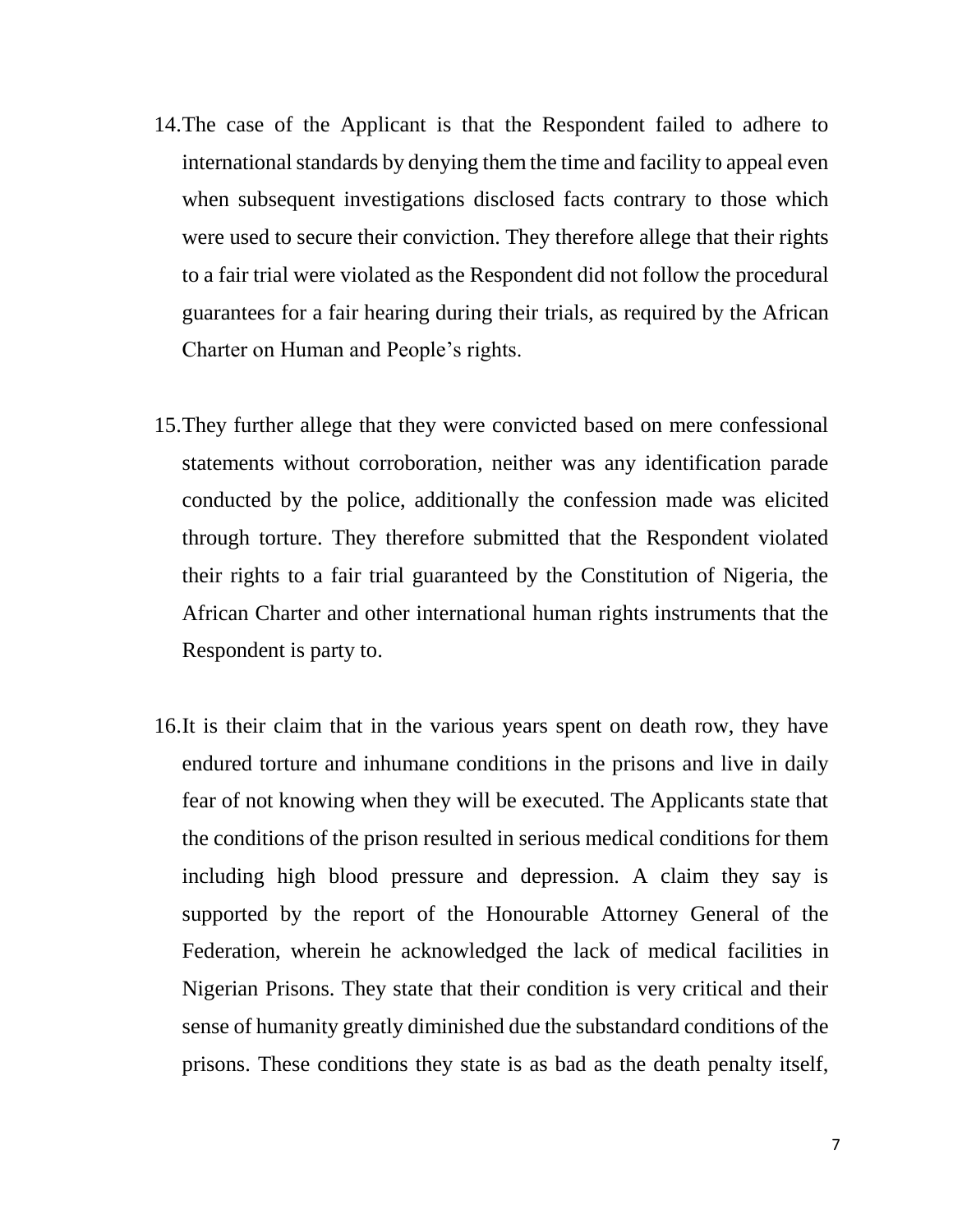14. The case of the Applicant is that the Respondent failed to adhere to international standards by denying them the time and facility to appeal even when subsequent investigations disclosed facts contrary to those which were used to secure their conviction. They therefore allege that their rights to a fair trial were violated as the Respondent did not follow the procedural guarantees for a fair hearing during their trials, as required by the African Charter on Human and People's rights.

15. They further allege that they were convicted based on mere confessional statements without corroboration, neither was any identification parade conducted by the police, additionally the confession made was elicited through torture. They therefore submitted that the Respondent violated their rights to a fair trial guaranteed by the Constitution of Nigeria, the African Charter and other international human rights instruments that the Respondent is party to.

16. It is their claim that in the various years spent on death row, they have endured torture and inhumane conditions in the prisons and live in daily fear of not knowing when they will be executed. The Applicants state that the conditions of the prison resulted in serious medical conditions for them including high blood pressure and depression. A claim they say is supported by the report of the Honourable Attorney General of the Federation, wherein he acknowledged the lack of medical facilities in Nigerian Prisons. They state that their condition is very critical and their sense of humanity greatly diminished due the substandard conditions of the prisons. These conditions they state is as bad as the death penalty itself,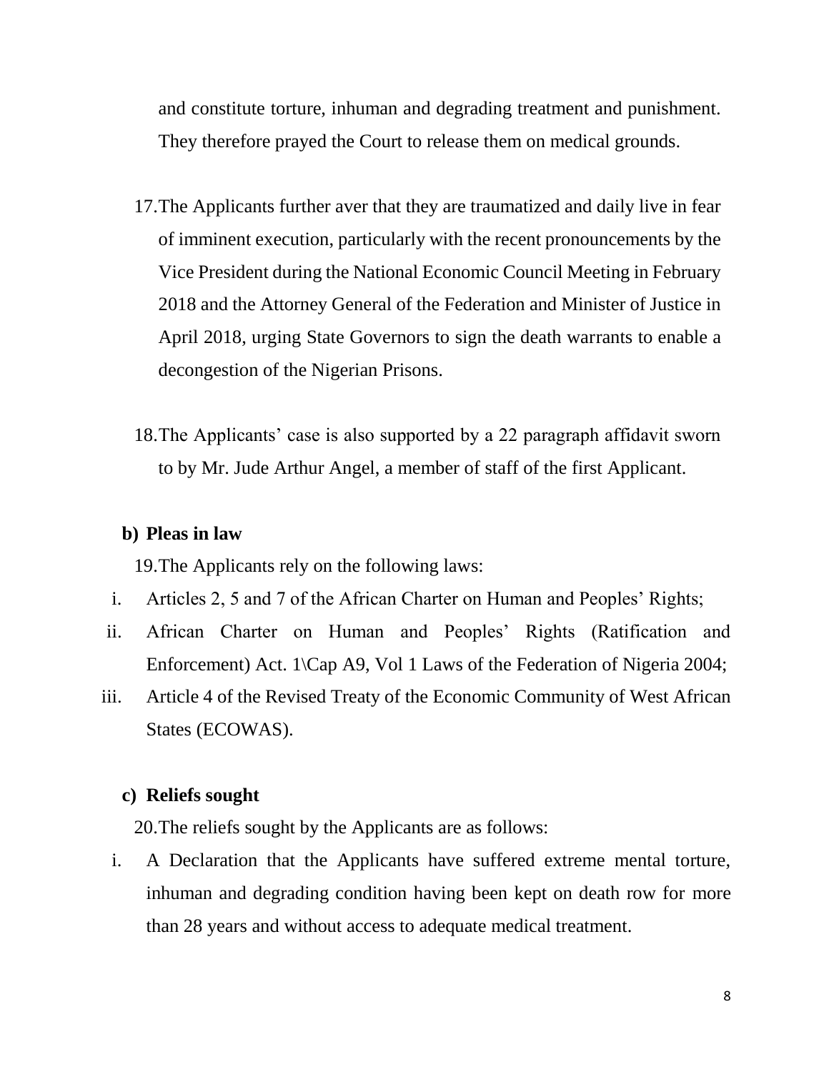and constitute torture, inhuman and degrading treatment and punishment. They therefore prayed the Court to release them on medical grounds.

17. The Applicants further aver that they are traumatized and daily live in fear of imminent execution, particularly with the recent pronouncements by the Vice President during the National Economic Council Meeting in February 2018 and the Attorney General of the Federation and Minister of Justice in April 2018, urging State Governors to sign the death warrants to enable a decongestion of the Nigerian Prisons.

18. The Applicants' case is also supported by a 22 paragraph affidavit sworn to by Mr. Jude Arthur Angel, a member of staff of the first Applicant.

**b) Pleas in law**

19. The Applicants rely on the following laws:

i. Articles 2, 5 and 7 of the African Charter on Human and Peoples' Rights;
ii. African Charter on Human and Peoples' Rights (Ratification and Enforcement) Act. 1\Cap A9, Vol 1 Laws of the Federation of Nigeria 2004;
iii. Article 4 of the Revised Treaty of the Economic Community of West African States (ECOWAS).

**c) Reliefs sought**

20. The reliefs sought by the Applicants are as follows:

i. A Declaration that the Applicants have suffered extreme mental torture, inhuman and degrading condition having been kept on death row for more than 28 years and without access to adequate medical treatment.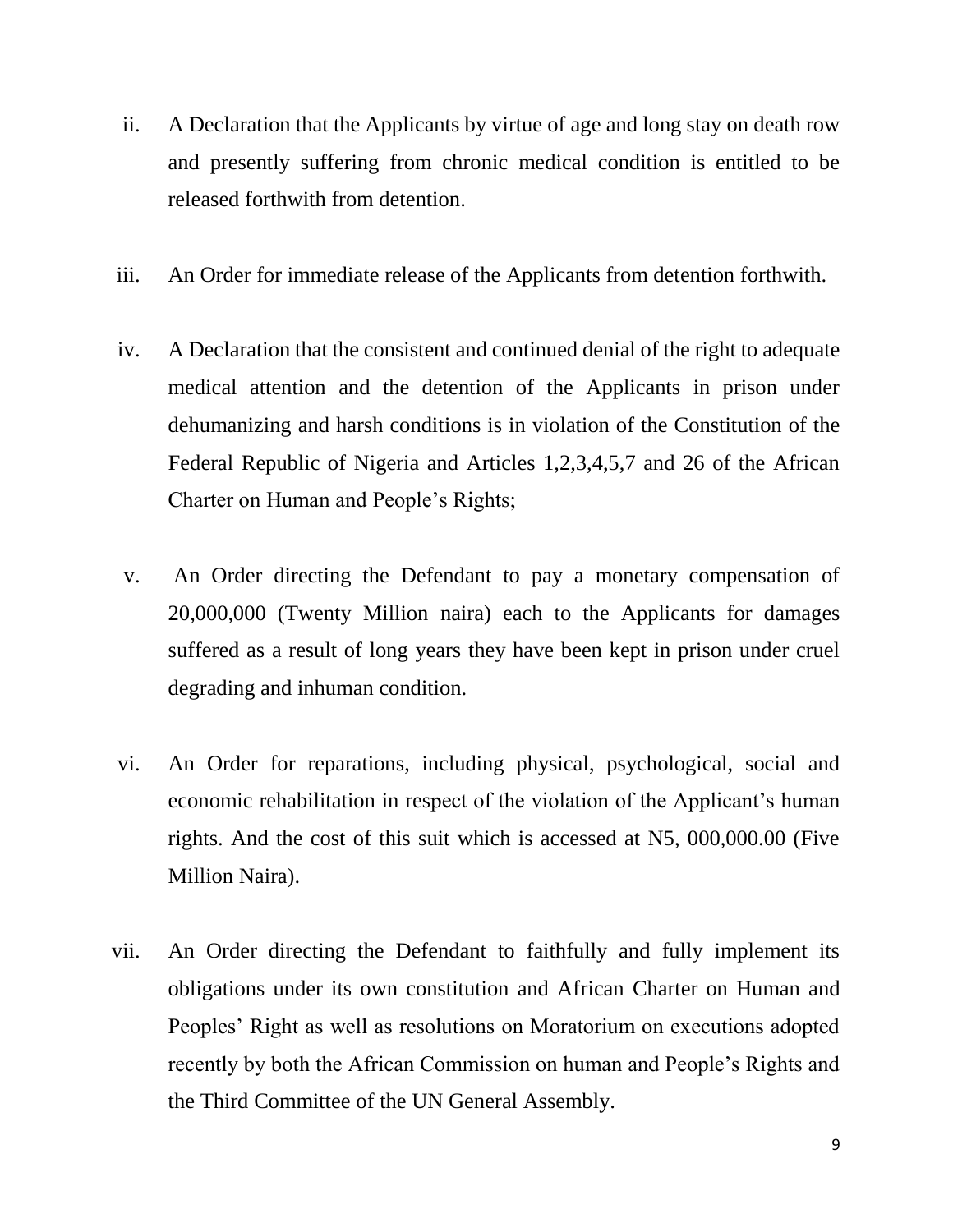ii. A Declaration that the Applicants by virtue of age and long stay on death row and presently suffering from chronic medical condition is entitled to be released forthwith from detention.

iii. An Order for immediate release of the Applicants from detention forthwith.

iv. A Declaration that the consistent and continued denial of the right to adequate medical attention and the detention of the Applicants in prison under dehumanizing and harsh conditions is in violation of the Constitution of the Federal Republic of Nigeria and Articles 1,2,3,4,5,7 and 26 of the African Charter on Human and People's Rights;

v. An Order directing the Defendant to pay a monetary compensation of 20,000,000 (Twenty Million naira) each to the Applicants for damages suffered as a result of long years they have been kept in prison under cruel degrading and inhuman condition.

vi. An Order for reparations, including physical, psychological, social and economic rehabilitation in respect of the violation of the Applicant's human rights. And the cost of this suit which is accessed at N5, 000,000.00 (Five Million Naira).

vii. An Order directing the Defendant to faithfully and fully implement its obligations under its own constitution and African Charter on Human and Peoples' Right as well as resolutions on Moratorium on executions adopted recently by both the African Commission on human and People's Rights and the Third Committee of the UN General Assembly.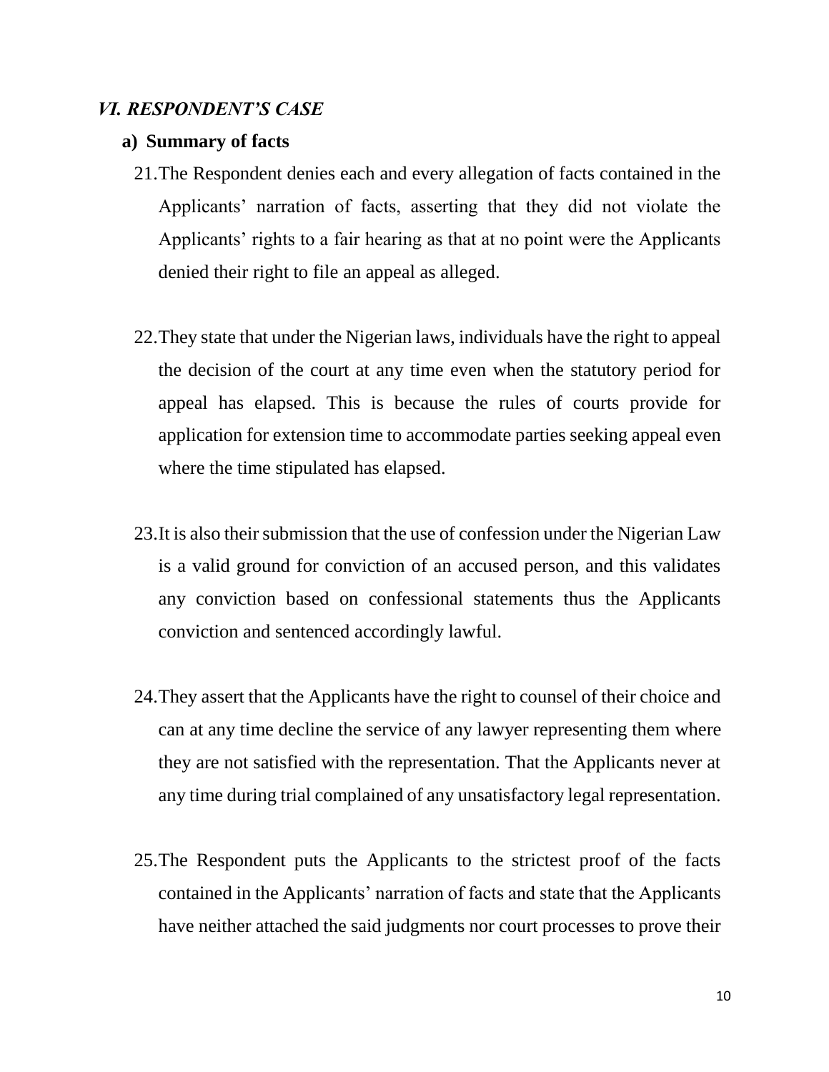### *VI. RESPONDENT'S CASE*

#### a) Summary of facts

21. The Respondent denies each and every allegation of facts contained in the Applicants' narration of facts, asserting that they did not violate the Applicants' rights to a fair hearing as that at no point were the Applicants denied their right to file an appeal as alleged.

22. They state that under the Nigerian laws, individuals have the right to appeal the decision of the court at any time even when the statutory period for appeal has elapsed. This is because the rules of courts provide for application for extension time to accommodate parties seeking appeal even where the time stipulated has elapsed.

23. It is also their submission that the use of confession under the Nigerian Law is a valid ground for conviction of an accused person, and this validates any conviction based on confessional statements thus the Applicants conviction and sentenced accordingly lawful.

24. They assert that the Applicants have the right to counsel of their choice and can at any time decline the service of any lawyer representing them where they are not satisfied with the representation. That the Applicants never at any time during trial complained of any unsatisfactory legal representation.

25. The Respondent puts the Applicants to the strictest proof of the facts contained in the Applicants' narration of facts and state that the Applicants have neither attached the said judgments nor court processes to prove their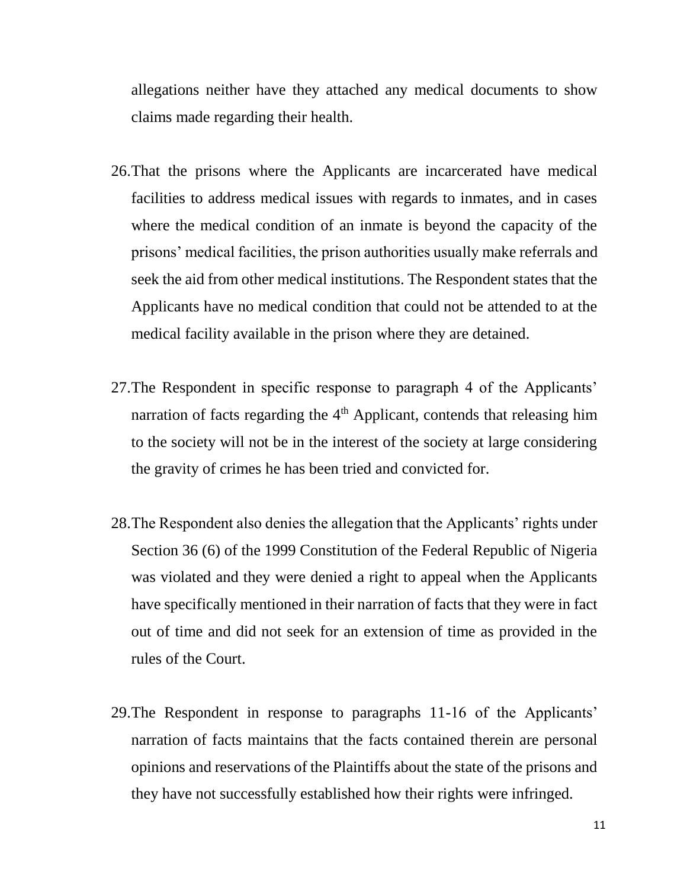allegations neither have they attached any medical documents to show claims made regarding their health.

26. That the prisons where the Applicants are incarcerated have medical facilities to address medical issues with regards to inmates, and in cases where the medical condition of an inmate is beyond the capacity of the prisons' medical facilities, the prison authorities usually make referrals and seek the aid from other medical institutions. The Respondent states that the Applicants have no medical condition that could not be attended to at the medical facility available in the prison where they are detained.

27. The Respondent in specific response to paragraph 4 of the Applicants' narration of facts regarding the 4th Applicant, contends that releasing him to the society will not be in the interest of the society at large considering the gravity of crimes he has been tried and convicted for.

28. The Respondent also denies the allegation that the Applicants' rights under Section 36 (6) of the 1999 Constitution of the Federal Republic of Nigeria was violated and they were denied a right to appeal when the Applicants have specifically mentioned in their narration of facts that they were in fact out of time and did not seek for an extension of time as provided in the rules of the Court.

29. The Respondent in response to paragraphs 11-16 of the Applicants' narration of facts maintains that the facts contained therein are personal opinions and reservations of the Plaintiffs about the state of the prisons and they have not successfully established how their rights were infringed.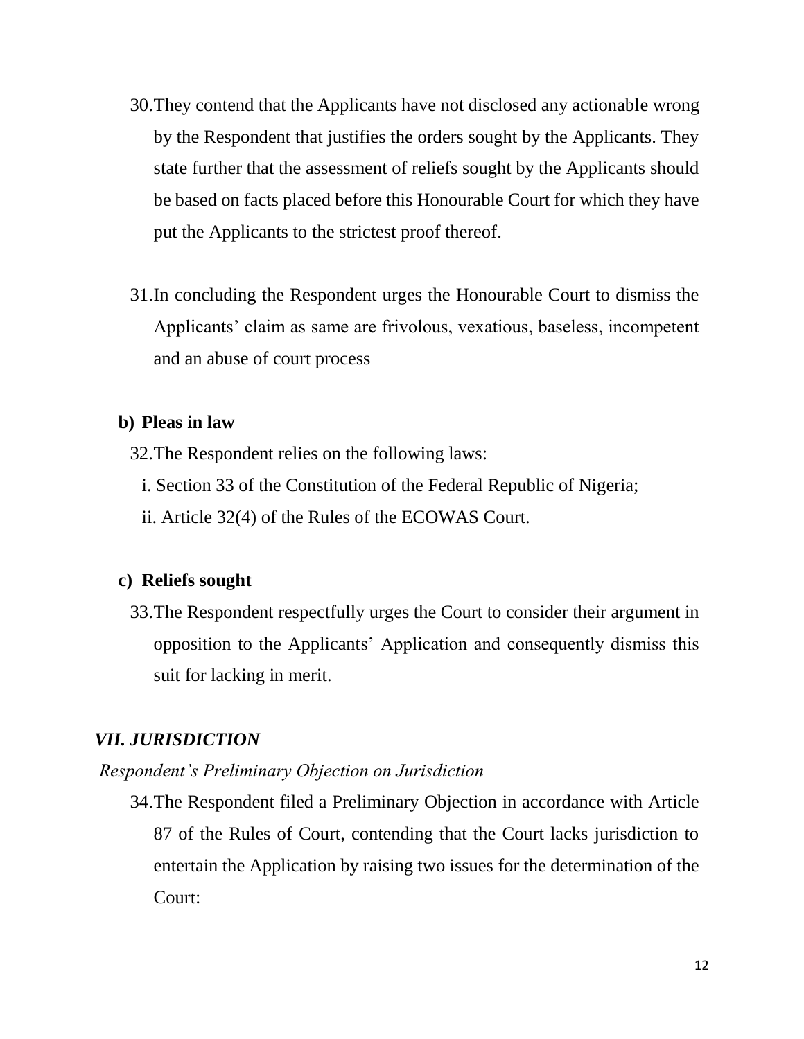30. They contend that the Applicants have not disclosed any actionable wrong by the Respondent that justifies the orders sought by the Applicants. They state further that the assessment of reliefs sought by the Applicants should be based on facts placed before this Honourable Court for which they have put the Applicants to the strictest proof thereof.

31. In concluding the Respondent urges the Honourable Court to dismiss the Applicants' claim as same are frivolous, vexatious, baseless, incompetent and an abuse of court process

**b) Pleas in law**

32. The Respondent relies on the following laws:

i. Section 33 of the Constitution of the Federal Republic of Nigeria;

ii. Article 32(4) of the Rules of the ECOWAS Court.

**c) Reliefs sought**

33. The Respondent respectfully urges the Court to consider their argument in opposition to the Applicants' Application and consequently dismiss this suit for lacking in merit.

## *VII. JURISDICTION*

*Respondent's Preliminary Objection on Jurisdiction*

34. The Respondent filed a Preliminary Objection in accordance with Article 87 of the Rules of Court, contending that the Court lacks jurisdiction to entertain the Application by raising two issues for the determination of the Court: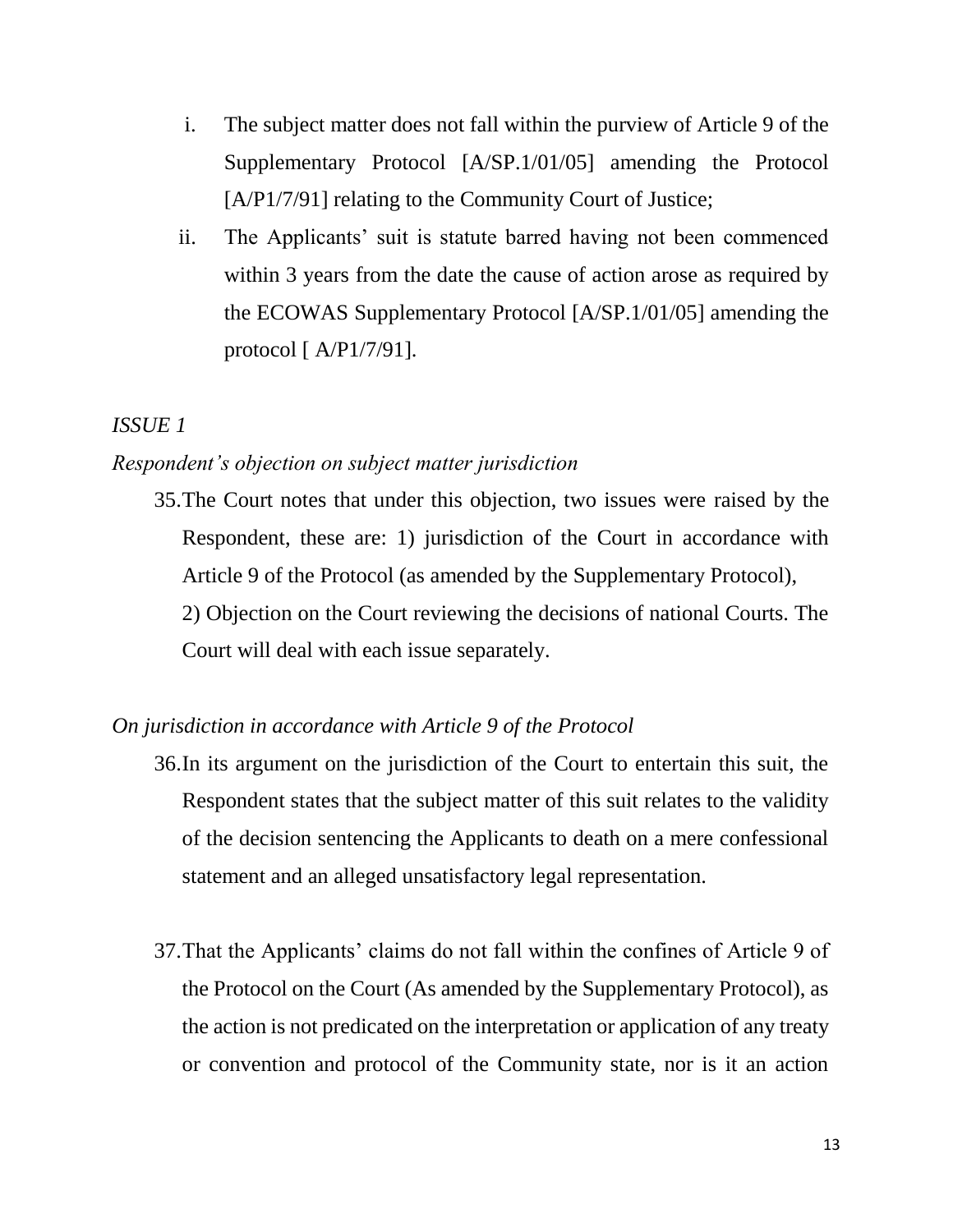i. The subject matter does not fall within the purview of Article 9 of the Supplementary Protocol [A/SP.1/01/05] amending the Protocol [A/P1/7/91] relating to the Community Court of Justice;

ii. The Applicants' suit is statute barred having not been commenced within 3 years from the date the cause of action arose as required by the ECOWAS Supplementary Protocol [A/SP.1/01/05] amending the protocol [ A/P1/7/91].

*ISSUE 1*

*Respondent's objection on subject matter jurisdiction*

35. The Court notes that under this objection, two issues were raised by the Respondent, these are: 1) jurisdiction of the Court in accordance with Article 9 of the Protocol (as amended by the Supplementary Protocol), 2) Objection on the Court reviewing the decisions of national Courts. The Court will deal with each issue separately.

*On jurisdiction in accordance with Article 9 of the Protocol*

36. In its argument on the jurisdiction of the Court to entertain this suit, the Respondent states that the subject matter of this suit relates to the validity of the decision sentencing the Applicants to death on a mere confessional statement and an alleged unsatisfactory legal representation.

37. That the Applicants' claims do not fall within the confines of Article 9 of the Protocol on the Court (As amended by the Supplementary Protocol), as the action is not predicated on the interpretation or application of any treaty or convention and protocol of the Community state, nor is it an action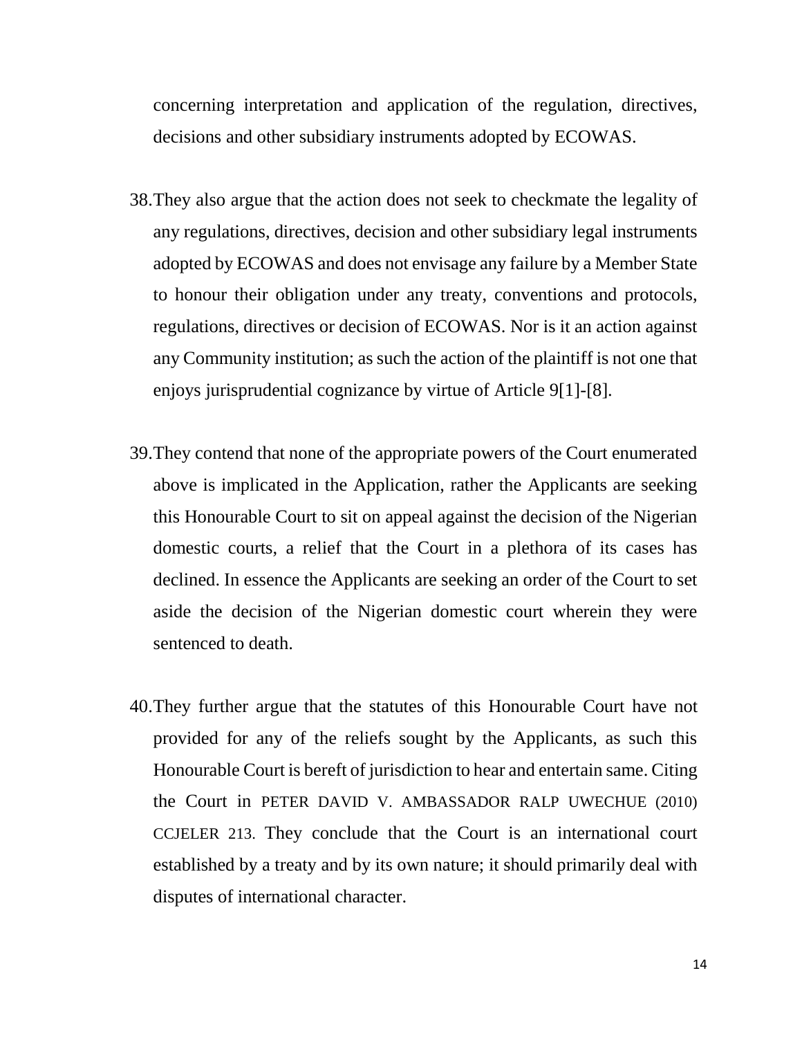concerning interpretation and application of the regulation, directives, decisions and other subsidiary instruments adopted by ECOWAS.

38. They also argue that the action does not seek to checkmate the legality of any regulations, directives, decision and other subsidiary legal instruments adopted by ECOWAS and does not envisage any failure by a Member State to honour their obligation under any treaty, conventions and protocols, regulations, directives or decision of ECOWAS. Nor is it an action against any Community institution; as such the action of the plaintiff is not one that enjoys jurisprudential cognizance by virtue of Article 9[1]-[8].

39. They contend that none of the appropriate powers of the Court enumerated above is implicated in the Application, rather the Applicants are seeking this Honourable Court to sit on appeal against the decision of the Nigerian domestic courts, a relief that the Court in a plethora of its cases has declined. In essence the Applicants are seeking an order of the Court to set aside the decision of the Nigerian domestic court wherein they were sentenced to death.

40. They further argue that the statutes of this Honourable Court have not provided for any of the reliefs sought by the Applicants, as such this Honourable Court is bereft of jurisdiction to hear and entertain same. Citing the Court in PETER DAVID V. AMBASSADOR RALP UWECHUE (2010) CCJELER 213. They conclude that the Court is an international court established by a treaty and by its own nature; it should primarily deal with disputes of international character.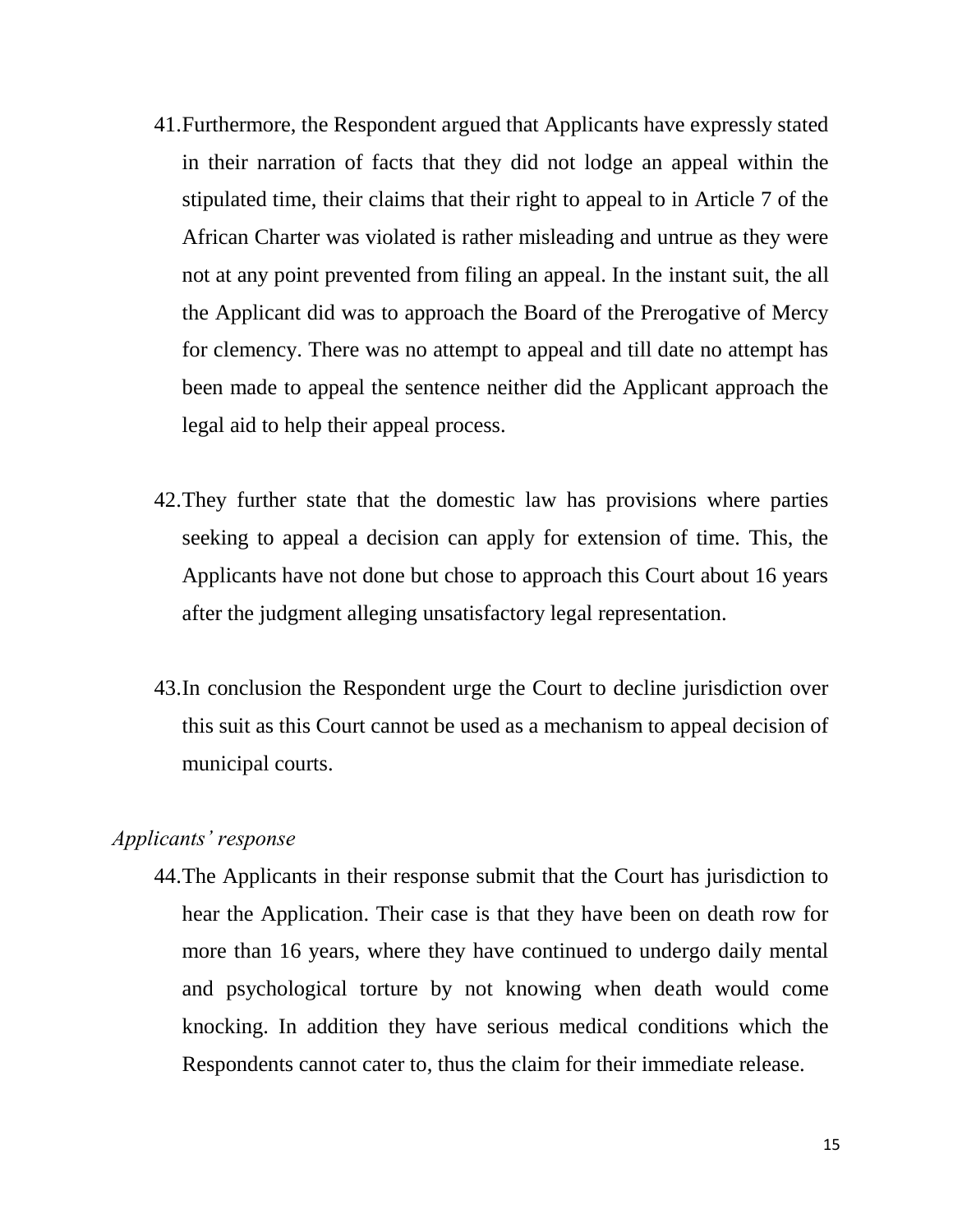41. Furthermore, the Respondent argued that Applicants have expressly stated in their narration of facts that they did not lodge an appeal within the stipulated time, their claims that their right to appeal to in Article 7 of the African Charter was violated is rather misleading and untrue as they were not at any point prevented from filing an appeal. In the instant suit, the all the Applicant did was to approach the Board of the Prerogative of Mercy for clemency. There was no attempt to appeal and till date no attempt has been made to appeal the sentence neither did the Applicant approach the legal aid to help their appeal process.

42. They further state that the domestic law has provisions where parties seeking to appeal a decision can apply for extension of time. This, the Applicants have not done but chose to approach this Court about 16 years after the judgment alleging unsatisfactory legal representation.

43. In conclusion the Respondent urge the Court to decline jurisdiction over this suit as this Court cannot be used as a mechanism to appeal decision of municipal courts.

*Applicants' response*

44. The Applicants in their response submit that the Court has jurisdiction to hear the Application. Their case is that they have been on death row for more than 16 years, where they have continued to undergo daily mental and psychological torture by not knowing when death would come knocking. In addition they have serious medical conditions which the Respondents cannot cater to, thus the claim for their immediate release.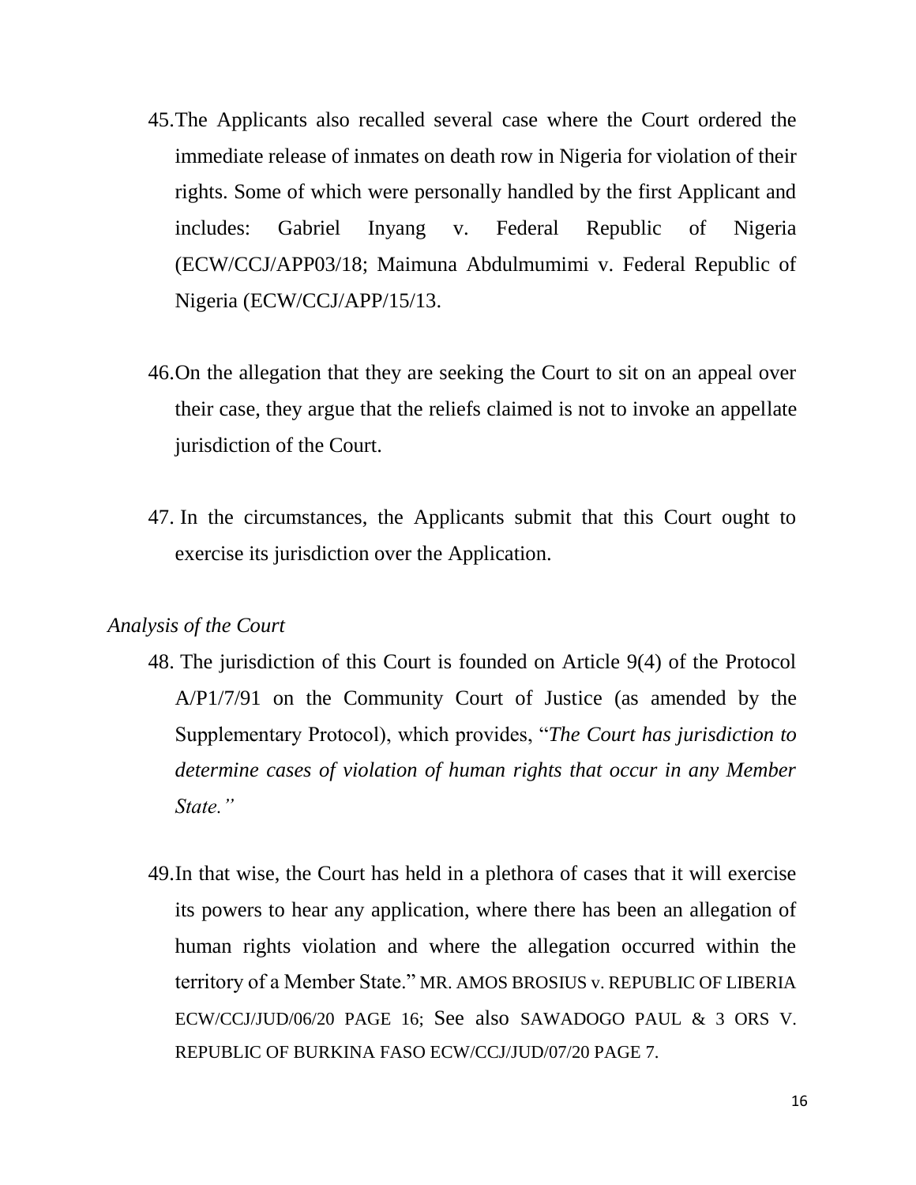45. The Applicants also recalled several case where the Court ordered the immediate release of inmates on death row in Nigeria for violation of their rights. Some of which were personally handled by the first Applicant and includes: Gabriel Inyang v. Federal Republic of Nigeria (ECW/CCJ/APP03/18; Maimuna Abdulmumimi v. Federal Republic of Nigeria (ECW/CCJ/APP/15/13.

46. On the allegation that they are seeking the Court to sit on an appeal over their case, they argue that the reliefs claimed is not to invoke an appellate jurisdiction of the Court.

47. In the circumstances, the Applicants submit that this Court ought to exercise its jurisdiction over the Application.

*Analysis of the Court*

48. The jurisdiction of this Court is founded on Article 9(4) of the Protocol A/P1/7/91 on the Community Court of Justice (as amended by the Supplementary Protocol), which provides, "*The Court has jurisdiction to determine cases of violation of human rights that occur in any Member State."*

49. In that wise, the Court has held in a plethora of cases that it will exercise its powers to hear any application, where there has been an allegation of human rights violation and where the allegation occurred within the territory of a Member State." MR. AMOS BROSIUS v. REPUBLIC OF LIBERIA ECW/CCJ/JUD/06/20 PAGE 16; See also SAWADOGO PAUL & 3 ORS V. REPUBLIC OF BURKINA FASO ECW/CCJ/JUD/07/20 PAGE 7.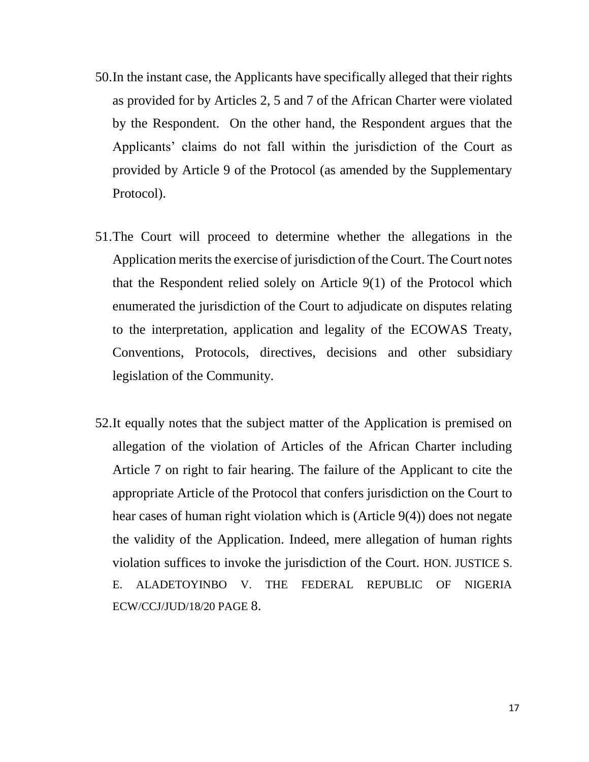50. In the instant case, the Applicants have specifically alleged that their rights as provided for by Articles 2, 5 and 7 of the African Charter were violated by the Respondent. On the other hand, the Respondent argues that the Applicants' claims do not fall within the jurisdiction of the Court as provided by Article 9 of the Protocol (as amended by the Supplementary Protocol).

51. The Court will proceed to determine whether the allegations in the Application merits the exercise of jurisdiction of the Court. The Court notes that the Respondent relied solely on Article 9(1) of the Protocol which enumerated the jurisdiction of the Court to adjudicate on disputes relating to the interpretation, application and legality of the ECOWAS Treaty, Conventions, Protocols, directives, decisions and other subsidiary legislation of the Community.

52. It equally notes that the subject matter of the Application is premised on allegation of the violation of Articles of the African Charter including Article 7 on right to fair hearing. The failure of the Applicant to cite the appropriate Article of the Protocol that confers jurisdiction on the Court to hear cases of human right violation which is (Article 9(4)) does not negate the validity of the Application. Indeed, mere allegation of human rights violation suffices to invoke the jurisdiction of the Court. HON. JUSTICE S. E. ALADETOYINBO V. THE FEDERAL REPUBLIC OF NIGERIA ECW/CCJ/JUD/18/20 PAGE 8.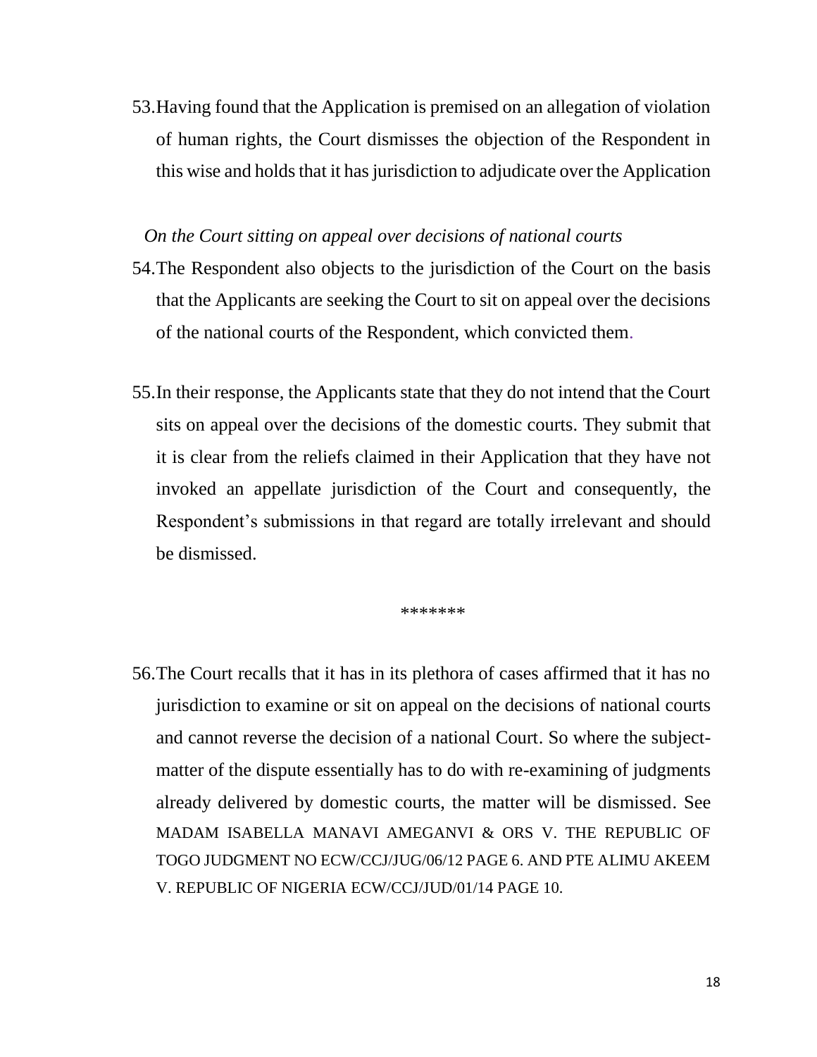53. Having found that the Application is premised on an allegation of violation of human rights, the Court dismisses the objection of the Respondent in this wise and holds that it has jurisdiction to adjudicate over the Application

*On the Court sitting on appeal over decisions of national courts*

54. The Respondent also objects to the jurisdiction of the Court on the basis that the Applicants are seeking the Court to sit on appeal over the decisions of the national courts of the Respondent, which convicted them.

55. In their response, the Applicants state that they do not intend that the Court sits on appeal over the decisions of the domestic courts. They submit that it is clear from the reliefs claimed in their Application that they have not invoked an appellate jurisdiction of the Court and consequently, the Respondent's submissions in that regard are totally irrelevant and should be dismissed.

*******

56. The Court recalls that it has in its plethora of cases affirmed that it has no jurisdiction to examine or sit on appeal on the decisions of national courts and cannot reverse the decision of a national Court. So where the subject-matter of the dispute essentially has to do with re-examining of judgments already delivered by domestic courts, the matter will be dismissed. See MADAM ISABELLA MANAVI AMEGANVI & ORS V. THE REPUBLIC OF TOGO JUDGMENT NO ECW/CCJ/JUG/06/12 PAGE 6. AND PTE ALIMU AKEEM V. REPUBLIC OF NIGERIA ECW/CCJ/JUD/01/14 PAGE 10.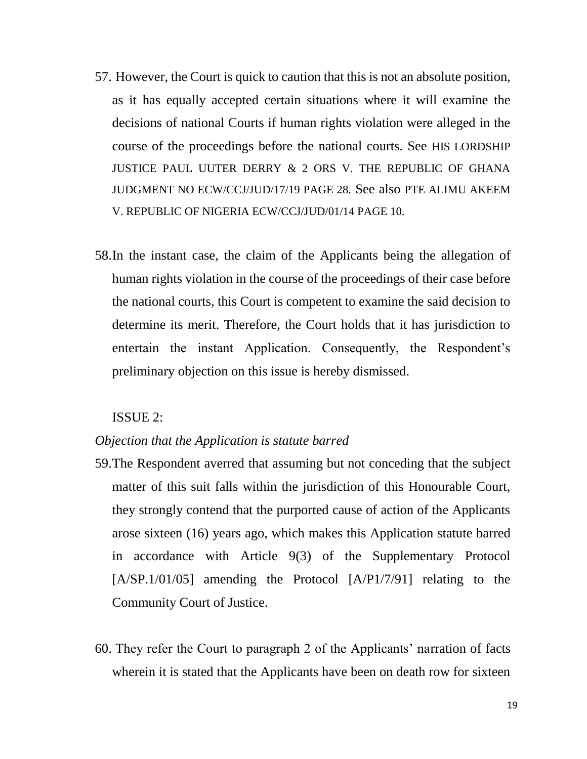57. However, the Court is quick to caution that this is not an absolute position, as it has equally accepted certain situations where it will examine the decisions of national Courts if human rights violation were alleged in the course of the proceedings before the national courts. See HIS LORDSHIP JUSTICE PAUL UUTER DERRY & 2 ORS V. THE REPUBLIC OF GHANA JUDGMENT NO ECW/CCJ/JUD/17/19 PAGE 28. See also PTE ALIMU AKEEM V. REPUBLIC OF NIGERIA ECW/CCJ/JUD/01/14 PAGE 10.

58. In the instant case, the claim of the Applicants being the allegation of human rights violation in the course of the proceedings of their case before the national courts, this Court is competent to examine the said decision to determine its merit. Therefore, the Court holds that it has jurisdiction to entertain the instant Application. Consequently, the Respondent's preliminary objection on this issue is hereby dismissed.

ISSUE 2:

*Objection that the Application is statute barred*

59. The Respondent averred that assuming but not conceding that the subject matter of this suit falls within the jurisdiction of this Honourable Court, they strongly contend that the purported cause of action of the Applicants arose sixteen (16) years ago, which makes this Application statute barred in accordance with Article 9(3) of the Supplementary Protocol [A/SP.1/01/05] amending the Protocol [A/P1/7/91] relating to the Community Court of Justice.

60. They refer the Court to paragraph 2 of the Applicants' narration of facts wherein it is stated that the Applicants have been on death row for sixteen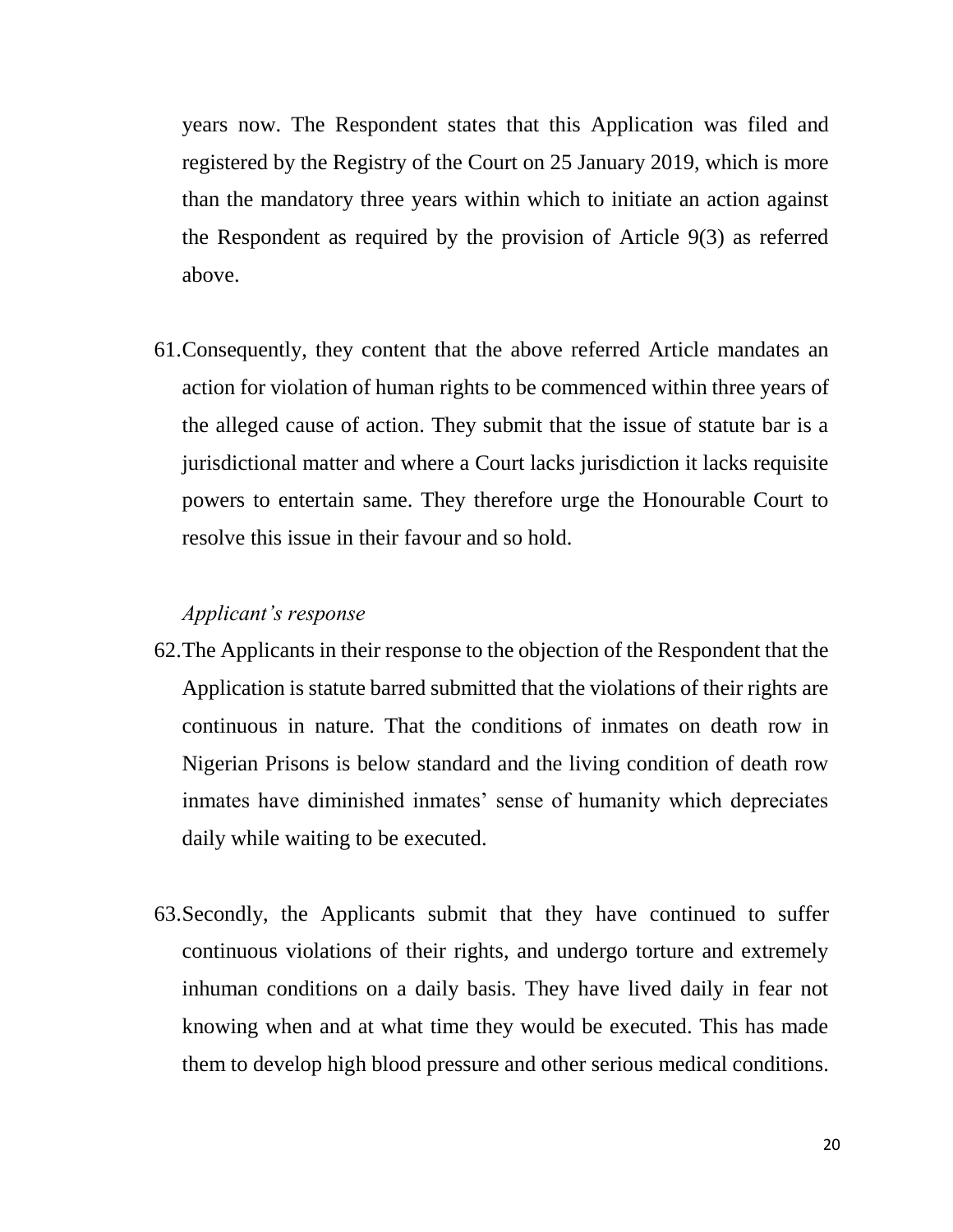years now. The Respondent states that this Application was filed and registered by the Registry of the Court on 25 January 2019, which is more than the mandatory three years within which to initiate an action against the Respondent as required by the provision of Article 9(3) as referred above.

61. Consequently, they content that the above referred Article mandates an action for violation of human rights to be commenced within three years of the alleged cause of action. They submit that the issue of statute bar is a jurisdictional matter and where a Court lacks jurisdiction it lacks requisite powers to entertain same. They therefore urge the Honourable Court to resolve this issue in their favour and so hold.

*Applicant's response*

62. The Applicants in their response to the objection of the Respondent that the Application is statute barred submitted that the violations of their rights are continuous in nature. That the conditions of inmates on death row in Nigerian Prisons is below standard and the living condition of death row inmates have diminished inmates' sense of humanity which depreciates daily while waiting to be executed.

63. Secondly, the Applicants submit that they have continued to suffer continuous violations of their rights, and undergo torture and extremely inhuman conditions on a daily basis. They have lived daily in fear not knowing when and at what time they would be executed. This has made them to develop high blood pressure and other serious medical conditions.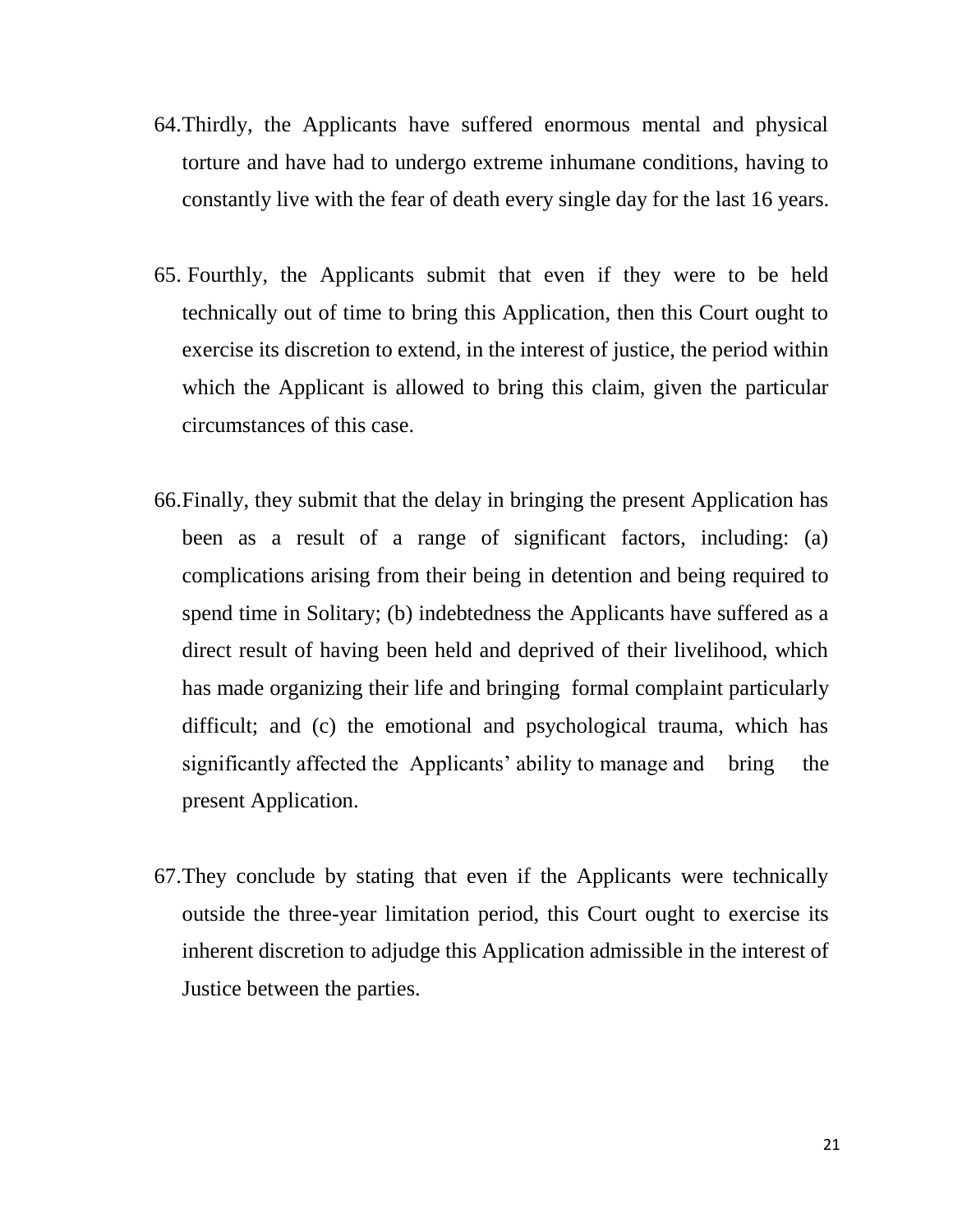64. Thirdly, the Applicants have suffered enormous mental and physical torture and have had to undergo extreme inhumane conditions, having to constantly live with the fear of death every single day for the last 16 years.

65. Fourthly, the Applicants submit that even if they were to be held technically out of time to bring this Application, then this Court ought to exercise its discretion to extend, in the interest of justice, the period within which the Applicant is allowed to bring this claim, given the particular circumstances of this case.

66. Finally, they submit that the delay in bringing the present Application has been as a result of a range of significant factors, including: (a) complications arising from their being in detention and being required to spend time in Solitary; (b) indebtedness the Applicants have suffered as a direct result of having been held and deprived of their livelihood, which has made organizing their life and bringing formal complaint particularly difficult; and (c) the emotional and psychological trauma, which has significantly affected the Applicants' ability to manage and bring the present Application.

67. They conclude by stating that even if the Applicants were technically outside the three-year limitation period, this Court ought to exercise its inherent discretion to adjudge this Application admissible in the interest of Justice between the parties.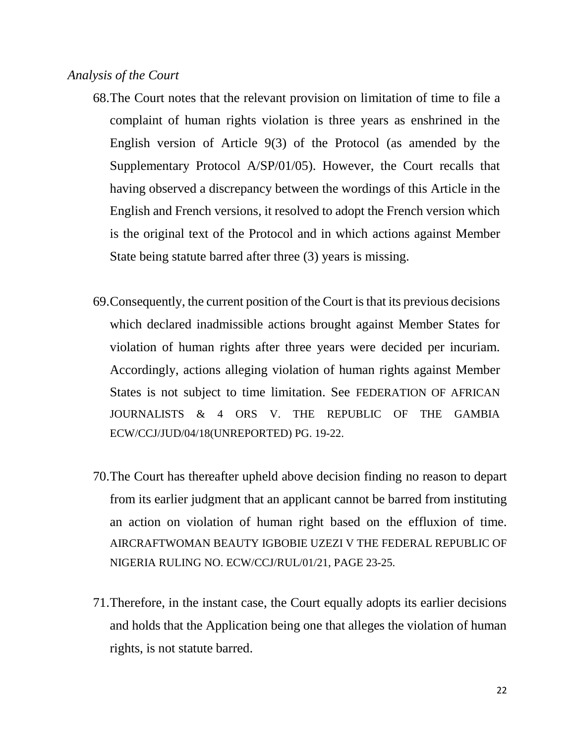*Analysis of the Court*

68. The Court notes that the relevant provision on limitation of time to file a complaint of human rights violation is three years as enshrined in the English version of Article 9(3) of the Protocol (as amended by the Supplementary Protocol A/SP/01/05). However, the Court recalls that having observed a discrepancy between the wordings of this Article in the English and French versions, it resolved to adopt the French version which is the original text of the Protocol and in which actions against Member State being statute barred after three (3) years is missing.

69. Consequently, the current position of the Court is that its previous decisions which declared inadmissible actions brought against Member States for violation of human rights after three years were decided per incuriam. Accordingly, actions alleging violation of human rights against Member States is not subject to time limitation. See FEDERATION OF AFRICAN JOURNALISTS & 4 ORS V. THE REPUBLIC OF THE GAMBIA ECW/CCJ/JUD/04/18(UNREPORTED) PG. 19-22.

70. The Court has thereafter upheld above decision finding no reason to depart from its earlier judgment that an applicant cannot be barred from instituting an action on violation of human right based on the effluxion of time. AIRCRAFTWOMAN BEAUTY IGBOBIE UZEZI V THE FEDERAL REPUBLIC OF NIGERIA RULING NO. ECW/CCJ/RUL/01/21, PAGE 23-25.

71. Therefore, in the instant case, the Court equally adopts its earlier decisions and holds that the Application being one that alleges the violation of human rights, is not statute barred.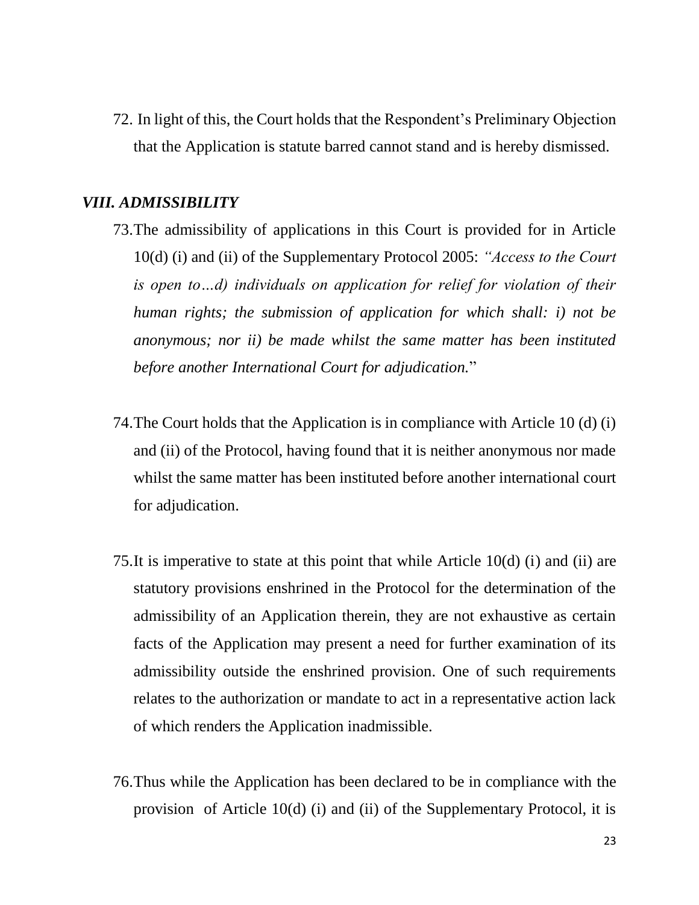72. In light of this, the Court holds that the Respondent's Preliminary Objection that the Application is statute barred cannot stand and is hereby dismissed.

### *VIII. ADMISSIBILITY*

73. The admissibility of applications in this Court is provided for in Article 10(d) (i) and (ii) of the Supplementary Protocol 2005: *"Access to the Court is open to…d) individuals on application for relief for violation of their human rights; the submission of application for which shall: i) not be anonymous; nor ii) be made whilst the same matter has been instituted before another International Court for adjudication.*"

74. The Court holds that the Application is in compliance with Article 10 (d) (i) and (ii) of the Protocol, having found that it is neither anonymous nor made whilst the same matter has been instituted before another international court for adjudication.

75. It is imperative to state at this point that while Article 10(d) (i) and (ii) are statutory provisions enshrined in the Protocol for the determination of the admissibility of an Application therein, they are not exhaustive as certain facts of the Application may present a need for further examination of its admissibility outside the enshrined provision. One of such requirements relates to the authorization or mandate to act in a representative action lack of which renders the Application inadmissible.

76. Thus while the Application has been declared to be in compliance with the provision of Article 10(d) (i) and (ii) of the Supplementary Protocol, it is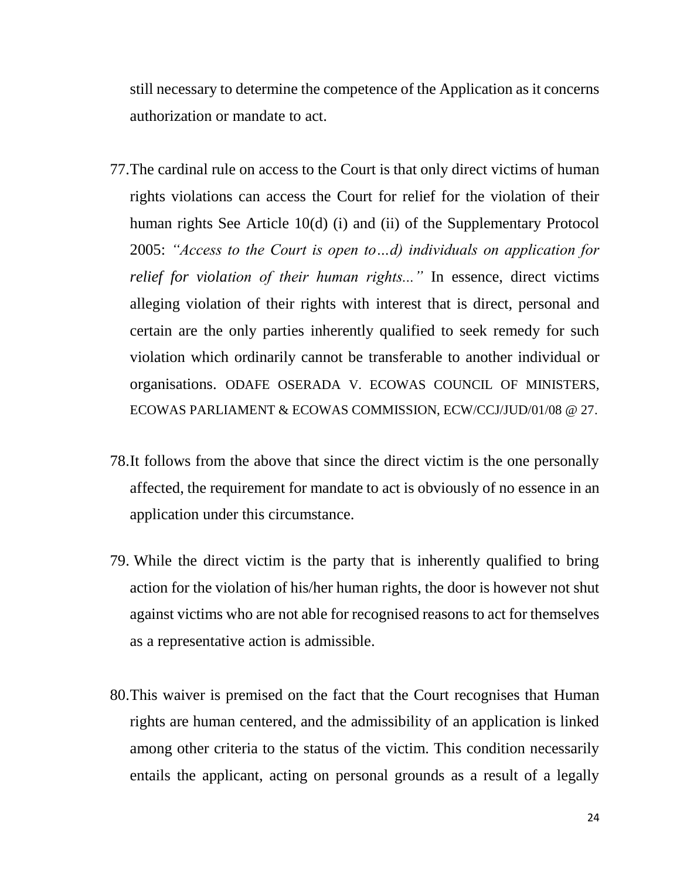still necessary to determine the competence of the Application as it concerns authorization or mandate to act.

77. The cardinal rule on access to the Court is that only direct victims of human rights violations can access the Court for relief for the violation of their human rights See Article 10(d) (i) and (ii) of the Supplementary Protocol 2005: *"Access to the Court is open to…d) individuals on application for relief for violation of their human rights..."* In essence, direct victims alleging violation of their rights with interest that is direct, personal and certain are the only parties inherently qualified to seek remedy for such violation which ordinarily cannot be transferable to another individual or organisations. ODAFE OSERADA V. ECOWAS COUNCIL OF MINISTERS, ECOWAS PARLIAMENT & ECOWAS COMMISSION, ECW/CCJ/JUD/01/08 @ 27.

78. It follows from the above that since the direct victim is the one personally affected, the requirement for mandate to act is obviously of no essence in an application under this circumstance.

79. While the direct victim is the party that is inherently qualified to bring action for the violation of his/her human rights, the door is however not shut against victims who are not able for recognised reasons to act for themselves as a representative action is admissible.

80. This waiver is premised on the fact that the Court recognises that Human rights are human centered, and the admissibility of an application is linked among other criteria to the status of the victim. This condition necessarily entails the applicant, acting on personal grounds as a result of a legally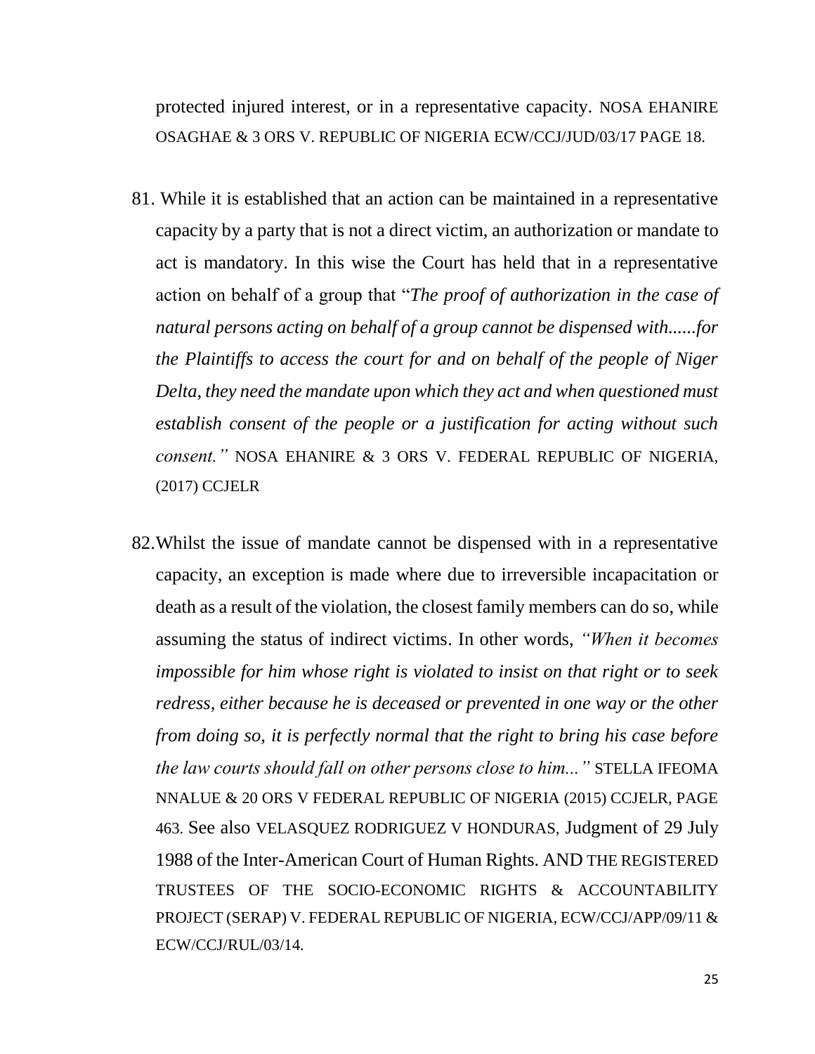protected injured interest, or in a representative capacity. NOSA EHANIRE OSAGHAE & 3 ORS V. REPUBLIC OF NIGERIA ECW/CCJ/JUD/03/17 PAGE 18.

81. While it is established that an action can be maintained in a representative capacity by a party that is not a direct victim, an authorization or mandate to act is mandatory. In this wise the Court has held that in a representative action on behalf of a group that "*The proof of authorization in the case of natural persons acting on behalf of a group cannot be dispensed with......for the Plaintiffs to access the court for and on behalf of the people of Niger Delta, they need the mandate upon which they act and when questioned must establish consent of the people or a justification for acting without such consent."* NOSA EHANIRE & 3 ORS V. FEDERAL REPUBLIC OF NIGERIA, (2017) CCJELR

82. Whilst the issue of mandate cannot be dispensed with in a representative capacity, an exception is made where due to irreversible incapacitation or death as a result of the violation, the closest family members can do so, while assuming the status of indirect victims. In other words, *"When it becomes impossible for him whose right is violated to insist on that right or to seek redress, either because he is deceased or prevented in one way or the other from doing so, it is perfectly normal that the right to bring his case before the law courts should fall on other persons close to him..."* STELLA IFEOMA NNALUE & 20 ORS V FEDERAL REPUBLIC OF NIGERIA (2015) CCJELR, PAGE 463. See also VELASQUEZ RODRIGUEZ V HONDURAS, Judgment of 29 July 1988 of the Inter-American Court of Human Rights. AND THE REGISTERED TRUSTEES OF THE SOCIO-ECONOMIC RIGHTS & ACCOUNTABILITY PROJECT (SERAP) V. FEDERAL REPUBLIC OF NIGERIA, ECW/CCJ/APP/09/11 & ECW/CCJ/RUL/03/14.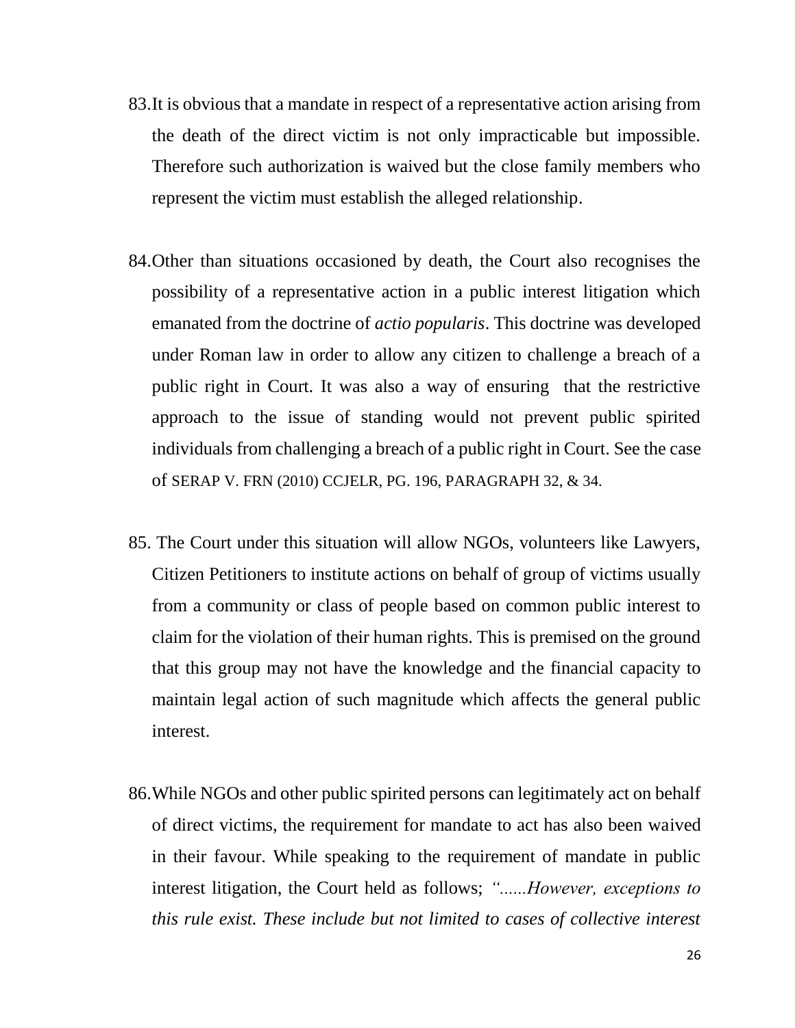83. It is obvious that a mandate in respect of a representative action arising from the death of the direct victim is not only impracticable but impossible. Therefore such authorization is waived but the close family members who represent the victim must establish the alleged relationship.

84. Other than situations occasioned by death, the Court also recognises the possibility of a representative action in a public interest litigation which emanated from the doctrine of *actio popularis*. This doctrine was developed under Roman law in order to allow any citizen to challenge a breach of a public right in Court. It was also a way of ensuring that the restrictive approach to the issue of standing would not prevent public spirited individuals from challenging a breach of a public right in Court. See the case of SERAP V. FRN (2010) CCJELR, PG. 196, PARAGRAPH 32, & 34.

85. The Court under this situation will allow NGOs, volunteers like Lawyers, Citizen Petitioners to institute actions on behalf of group of victims usually from a community or class of people based on common public interest to claim for the violation of their human rights. This is premised on the ground that this group may not have the knowledge and the financial capacity to maintain legal action of such magnitude which affects the general public interest.

86. While NGOs and other public spirited persons can legitimately act on behalf of direct victims, the requirement for mandate to act has also been waived in their favour. While speaking to the requirement of mandate in public interest litigation, the Court held as follows; *"......However, exceptions to this rule exist. These include but not limited to cases of collective interest*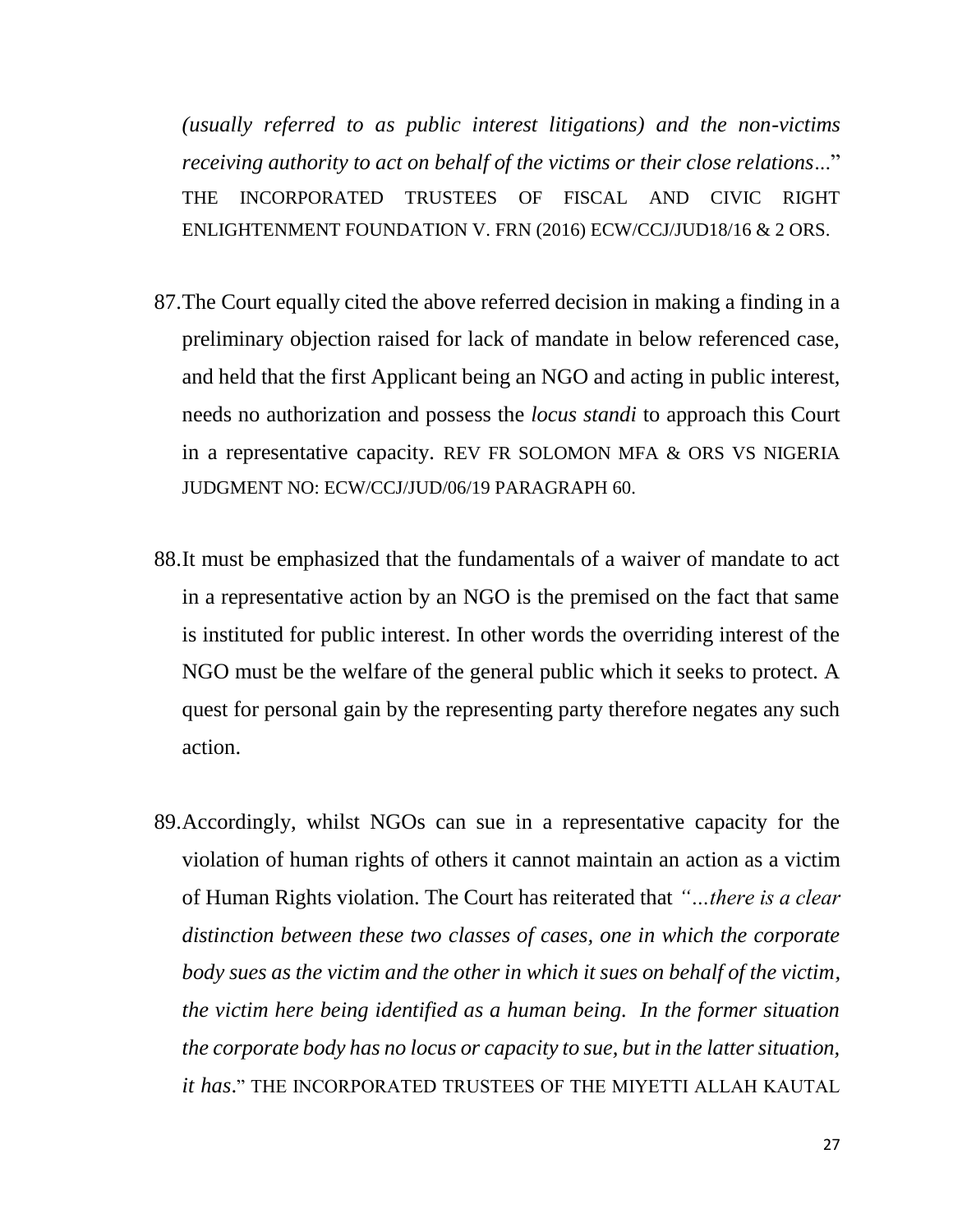*(usually referred to as public interest litigations) and the non-victims receiving authority to act on behalf of the victims or their close relations*..." THE INCORPORATED TRUSTEES OF FISCAL AND CIVIC RIGHT ENLIGHTENMENT FOUNDATION V. FRN (2016) ECW/CCJ/JUD18/16 & 2 ORS.

87. The Court equally cited the above referred decision in making a finding in a preliminary objection raised for lack of mandate in below referenced case, and held that the first Applicant being an NGO and acting in public interest, needs no authorization and possess the *locus standi* to approach this Court in a representative capacity. REV FR SOLOMON MFA & ORS VS NIGERIA JUDGMENT NO: ECW/CCJ/JUD/06/19 PARAGRAPH 60.

88. It must be emphasized that the fundamentals of a waiver of mandate to act in a representative action by an NGO is the premised on the fact that same is instituted for public interest. In other words the overriding interest of the NGO must be the welfare of the general public which it seeks to protect. A quest for personal gain by the representing party therefore negates any such action.

89. Accordingly, whilst NGOs can sue in a representative capacity for the violation of human rights of others it cannot maintain an action as a victim of Human Rights violation. The Court has reiterated that *"…there is a clear distinction between these two classes of cases, one in which the corporate body sues as the victim and the other in which it sues on behalf of the victim, the victim here being identified as a human being. In the former situation the corporate body has no locus or capacity to sue, but in the latter situation, it has*." THE INCORPORATED TRUSTEES OF THE MIYETTI ALLAH KAUTAL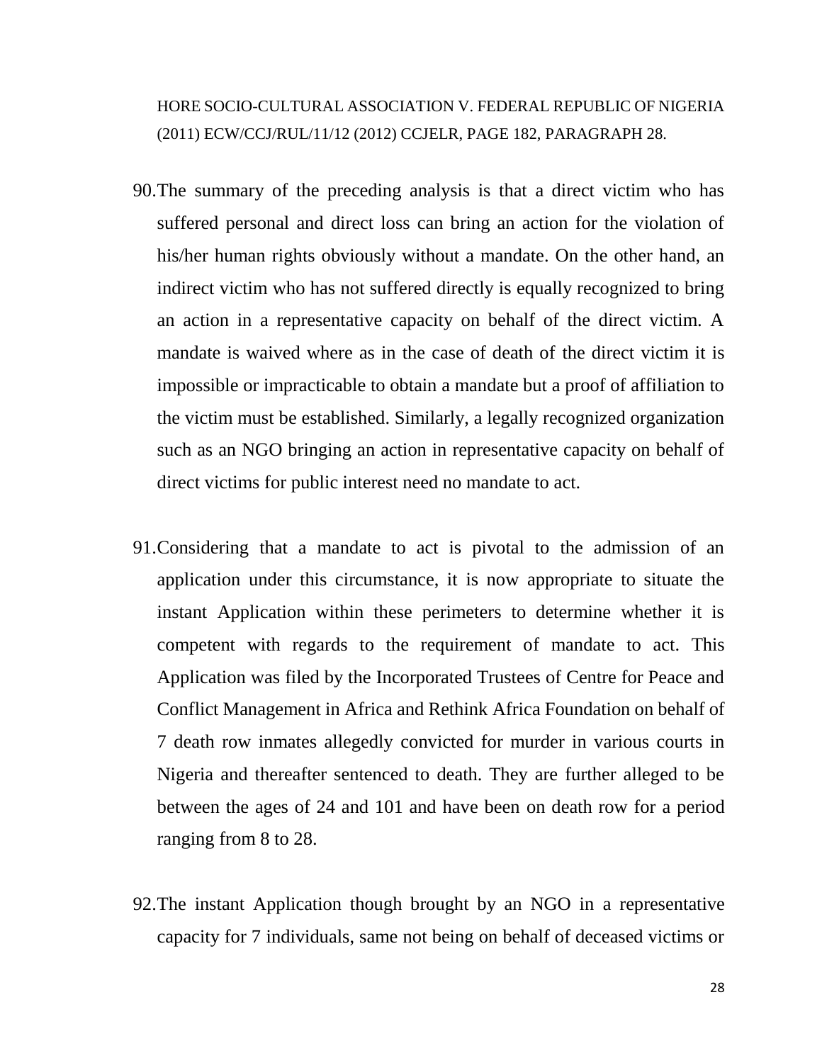HORE SOCIO-CULTURAL ASSOCIATION V. FEDERAL REPUBLIC OF NIGERIA (2011) ECW/CCJ/RUL/11/12 (2012) CCJELR, PAGE 182, PARAGRAPH 28.

90. The summary of the preceding analysis is that a direct victim who has suffered personal and direct loss can bring an action for the violation of his/her human rights obviously without a mandate. On the other hand, an indirect victim who has not suffered directly is equally recognized to bring an action in a representative capacity on behalf of the direct victim. A mandate is waived where as in the case of death of the direct victim it is impossible or impracticable to obtain a mandate but a proof of affiliation to the victim must be established. Similarly, a legally recognized organization such as an NGO bringing an action in representative capacity on behalf of direct victims for public interest need no mandate to act.

91. Considering that a mandate to act is pivotal to the admission of an application under this circumstance, it is now appropriate to situate the instant Application within these perimeters to determine whether it is competent with regards to the requirement of mandate to act. This Application was filed by the Incorporated Trustees of Centre for Peace and Conflict Management in Africa and Rethink Africa Foundation on behalf of 7 death row inmates allegedly convicted for murder in various courts in Nigeria and thereafter sentenced to death. They are further alleged to be between the ages of 24 and 101 and have been on death row for a period ranging from 8 to 28.

92. The instant Application though brought by an NGO in a representative capacity for 7 individuals, same not being on behalf of deceased victims or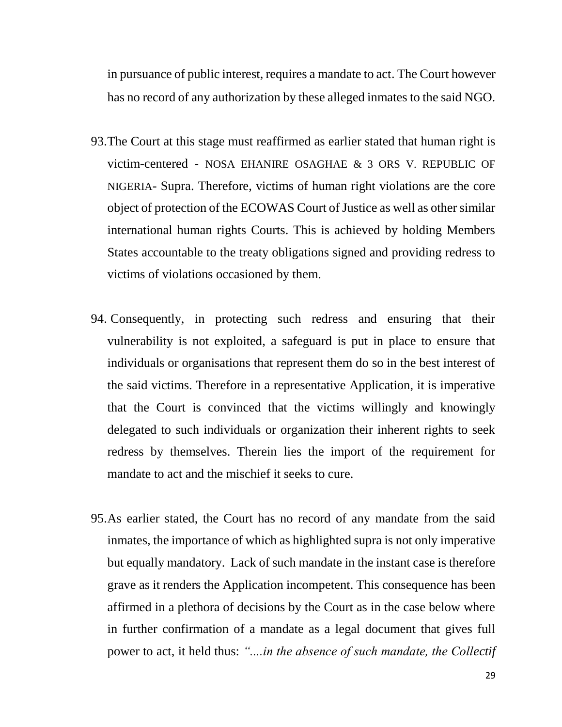in pursuance of public interest, requires a mandate to act. The Court however has no record of any authorization by these alleged inmates to the said NGO.

93. The Court at this stage must reaffirmed as earlier stated that human right is victim-centered - NOSA EHANIRE OSAGHAE & 3 ORS V. REPUBLIC OF NIGERIA- Supra. Therefore, victims of human right violations are the core object of protection of the ECOWAS Court of Justice as well as other similar international human rights Courts. This is achieved by holding Members States accountable to the treaty obligations signed and providing redress to victims of violations occasioned by them.

94. Consequently, in protecting such redress and ensuring that their vulnerability is not exploited, a safeguard is put in place to ensure that individuals or organisations that represent them do so in the best interest of the said victims. Therefore in a representative Application, it is imperative that the Court is convinced that the victims willingly and knowingly delegated to such individuals or organization their inherent rights to seek redress by themselves. Therein lies the import of the requirement for mandate to act and the mischief it seeks to cure.

95. As earlier stated, the Court has no record of any mandate from the said inmates, the importance of which as highlighted supra is not only imperative but equally mandatory. Lack of such mandate in the instant case is therefore grave as it renders the Application incompetent. This consequence has been affirmed in a plethora of decisions by the Court as in the case below where in further confirmation of a mandate as a legal document that gives full power to act, it held thus: *"....in the absence of such mandate, the Collectif*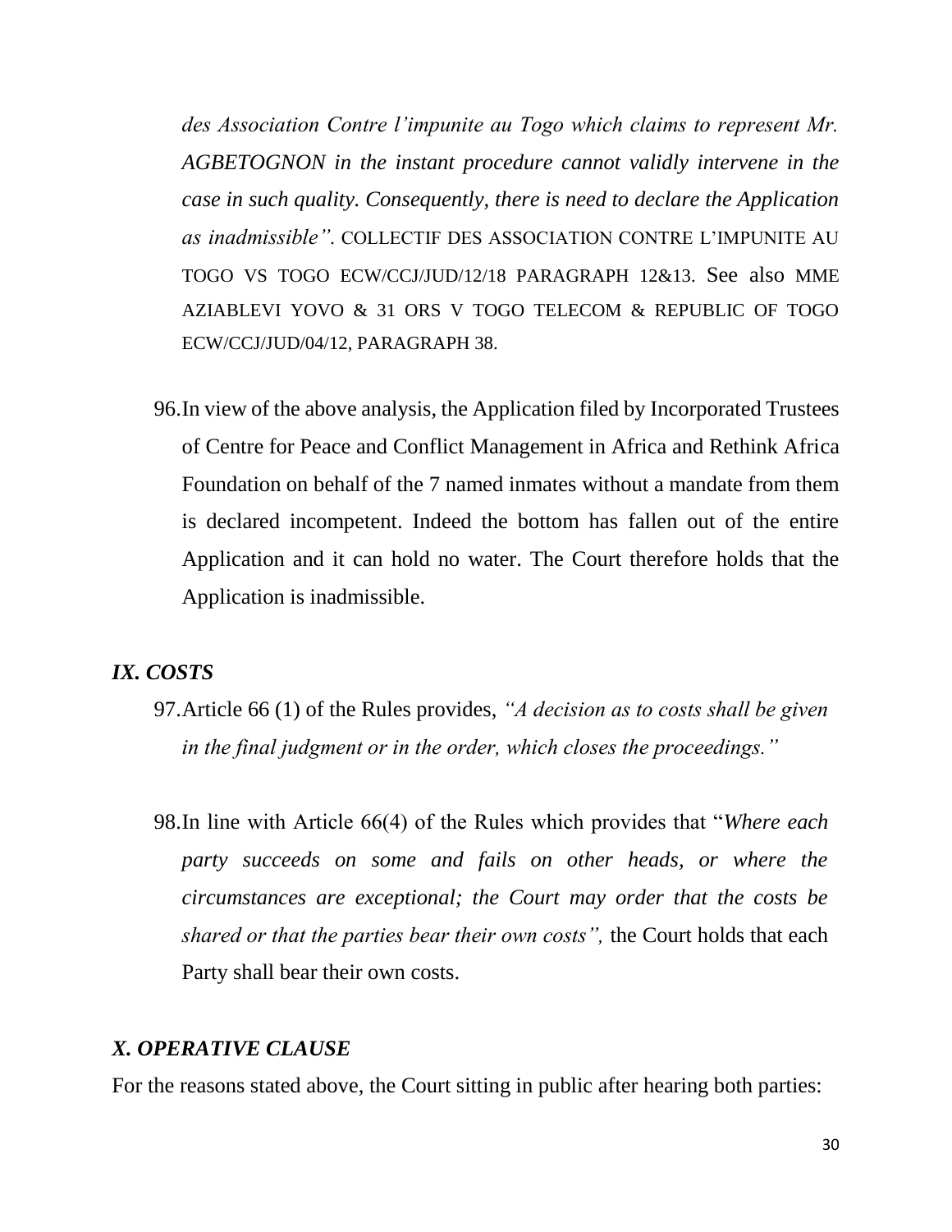*des Association Contre l'impunite au Togo which claims to represent Mr. AGBETOGNON in the instant procedure cannot validly intervene in the case in such quality. Consequently, there is need to declare the Application as inadmissible".* COLLECTIF DES ASSOCIATION CONTRE L'IMPUNITE AU TOGO VS TOGO ECW/CCJ/JUD/12/18 PARAGRAPH 12&13. See also MME AZIABLEVI YOVO & 31 ORS V TOGO TELECOM & REPUBLIC OF TOGO ECW/CCJ/JUD/04/12, PARAGRAPH 38.

96. In view of the above analysis, the Application filed by Incorporated Trustees of Centre for Peace and Conflict Management in Africa and Rethink Africa Foundation on behalf of the 7 named inmates without a mandate from them is declared incompetent. Indeed the bottom has fallen out of the entire Application and it can hold no water. The Court therefore holds that the Application is inadmissible.

### *IX. COSTS*

97. Article 66 (1) of the Rules provides, *"A decision as to costs shall be given in the final judgment or in the order, which closes the proceedings."*

98. In line with Article 66(4) of the Rules which provides that "*Where each party succeeds on some and fails on other heads, or where the circumstances are exceptional; the Court may order that the costs be shared or that the parties bear their own costs",* the Court holds that each Party shall bear their own costs.

### *X. OPERATIVE CLAUSE*

For the reasons stated above, the Court sitting in public after hearing both parties: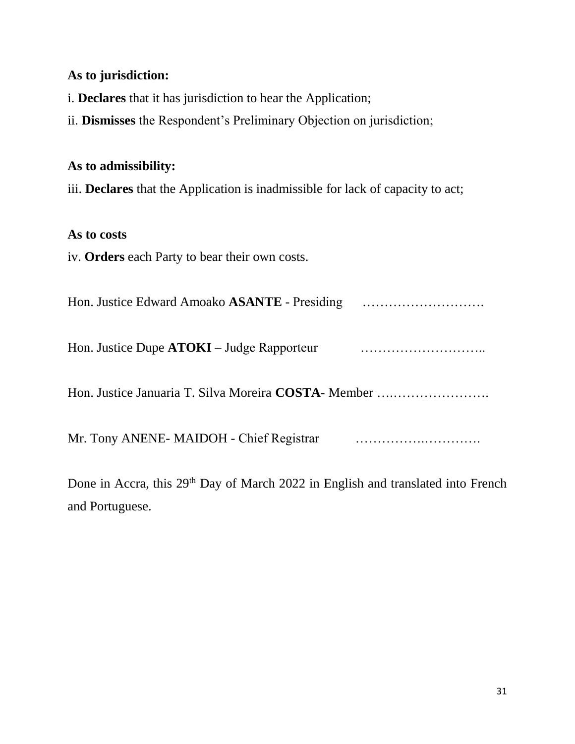**As to jurisdiction:**

i. **Declares** that it has jurisdiction to hear the Application;

ii. **Dismisses** the Respondent's Preliminary Objection on jurisdiction;

**As to admissibility:**

iii. **Declares** that the Application is inadmissible for lack of capacity to act;

**As to costs**

iv. **Orders** each Party to bear their own costs.

Hon. Justice Edward Amoako **ASANTE** - Presiding ……………………….

Hon. Justice Dupe **ATOKI** – Judge Rapporteur ………………………..

Hon. Justice Januaria T. Silva Moreira **COSTA-** Member ….………………….

Mr. Tony ANENE- MAIDOH - Chief Registrar ……………..………….

Done in Accra, this 29th Day of March 2022 in English and translated into French and Portuguese.